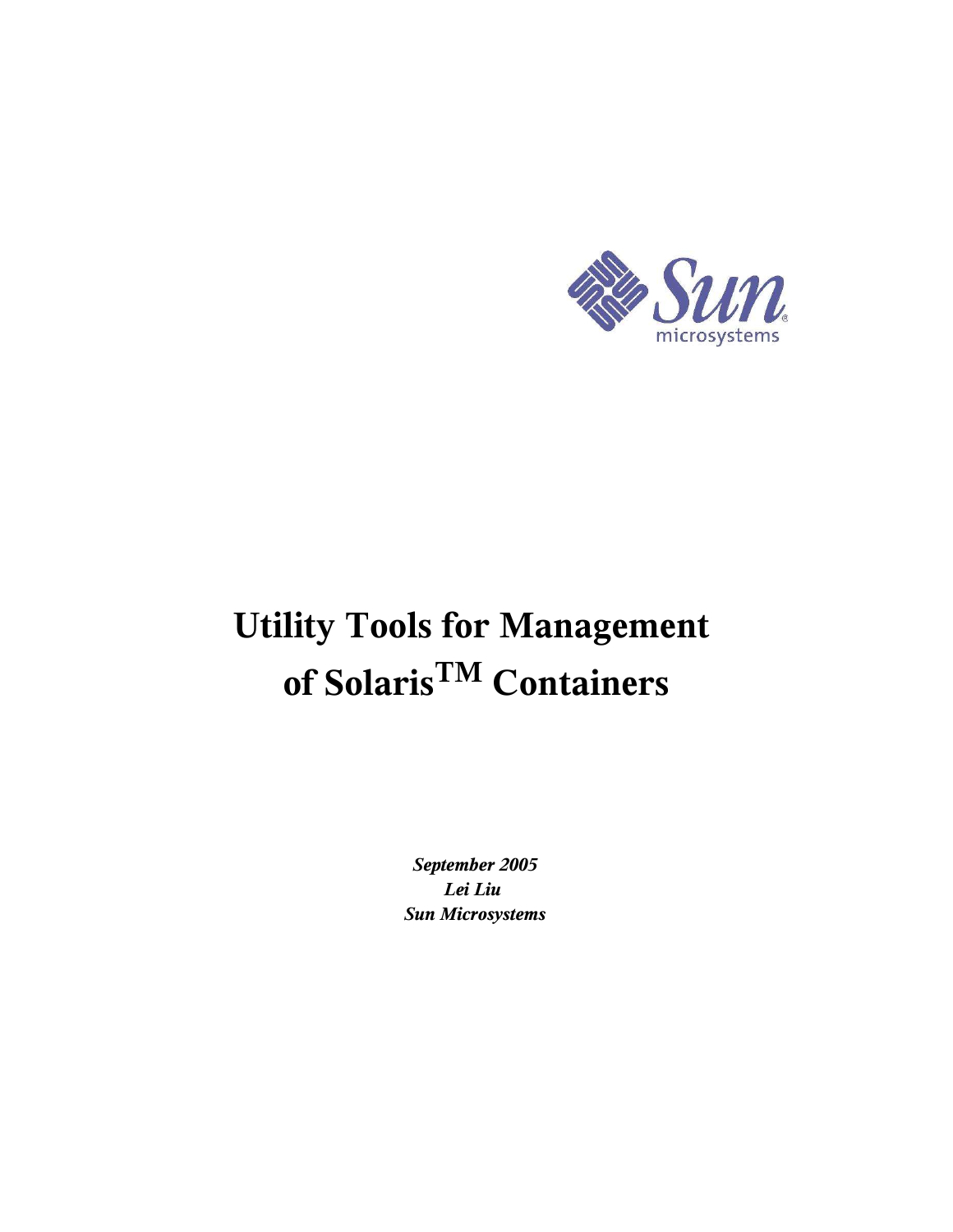# Utility Tools for Management of Solaris$^{TM}$ Containers

***September 2005***
***Lei Liu***
***Sun Microsystems***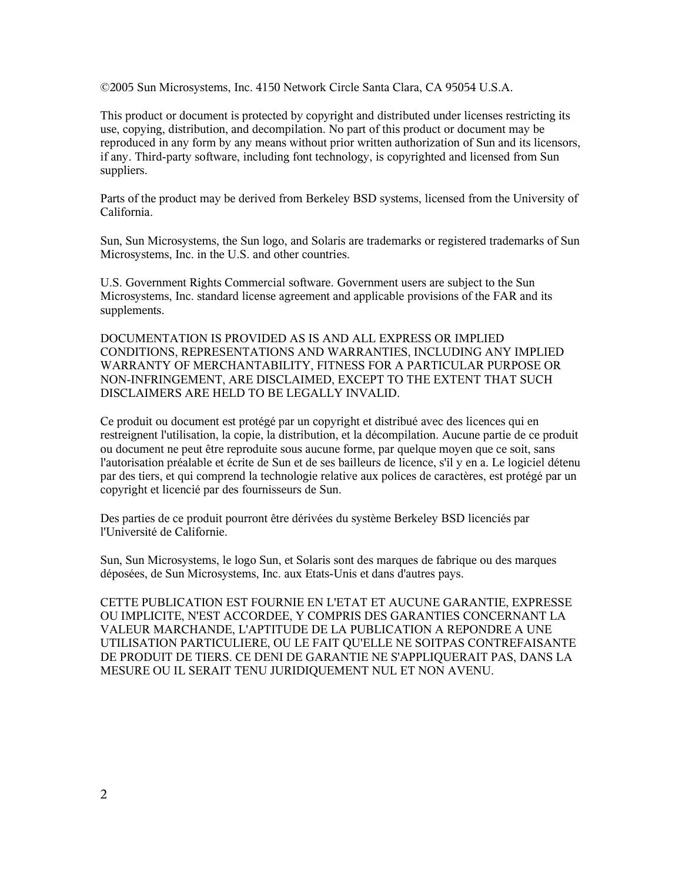©2005 Sun Microsystems, Inc. 4150 Network Circle Santa Clara, CA 95054 U.S.A.

This product or document is protected by copyright and distributed under licenses restricting its use, copying, distribution, and decompilation. No part of this product or document may be reproduced in any form by any means without prior written authorization of Sun and its licensors, if any. Third-party software, including font technology, is copyrighted and licensed from Sun suppliers.

Parts of the product may be derived from Berkeley BSD systems, licensed from the University of California.

Sun, Sun Microsystems, the Sun logo, and Solaris are trademarks or registered trademarks of Sun Microsystems, Inc. in the U.S. and other countries.

U.S. Government Rights Commercial software. Government users are subject to the Sun Microsystems, Inc. standard license agreement and applicable provisions of the FAR and its supplements.

DOCUMENTATION IS PROVIDED AS IS AND ALL EXPRESS OR IMPLIED CONDITIONS, REPRESENTATIONS AND WARRANTIES, INCLUDING ANY IMPLIED WARRANTY OF MERCHANTABILITY, FITNESS FOR A PARTICULAR PURPOSE OR NON-INFRINGEMENT, ARE DISCLAIMED, EXCEPT TO THE EXTENT THAT SUCH DISCLAIMERS ARE HELD TO BE LEGALLY INVALID.

Ce produit ou document est protégé par un copyright et distribué avec des licences qui en restreignent l'utilisation, la copie, la distribution, et la décompilation. Aucune partie de ce produit ou document ne peut être reproduite sous aucune forme, par quelque moyen que ce soit, sans l'autorisation préalable et écrite de Sun et de ses bailleurs de licence, s'il y en a. Le logiciel détenu par des tiers, et qui comprend la technologie relative aux polices de caractères, est protégé par un copyright et licencié par des fournisseurs de Sun.

Des parties de ce produit pourront être dérivées du système Berkeley BSD licenciés par l'Université de Californie.

Sun, Sun Microsystems, le logo Sun, et Solaris sont des marques de fabrique ou des marques déposées, de Sun Microsystems, Inc. aux Etats-Unis et dans d'autres pays.

CETTE PUBLICATION EST FOURNIE EN L'ETAT ET AUCUNE GARANTIE, EXPRESSE OU IMPLICITE, N'EST ACCORDEE, Y COMPRIS DES GARANTIES CONCERNANT LA VALEUR MARCHANDE, L'APTITUDE DE LA PUBLICATION A REPONDRE A UNE UTILISATION PARTICULIERE, OU LE FAIT QU'ELLE NE SOITPAS CONTREFAISANTE DE PRODUIT DE TIERS. CE DENI DE GARANTIE NE S'APPLIQUERAIT PAS, DANS LA MESURE OU IL SERAIT TENU JURIDIQUEMENT NUL ET NON AVENU.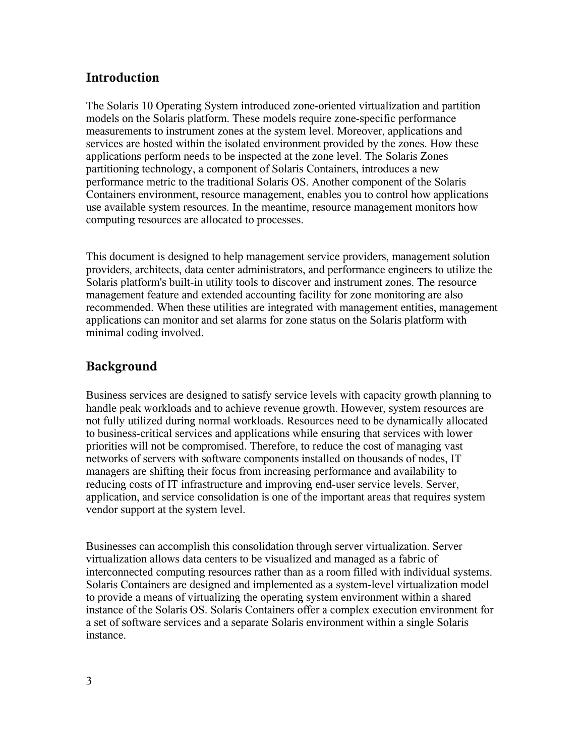## Introduction

The Solaris 10 Operating System introduced zone-oriented virtualization and partition models on the Solaris platform. These models require zone-specific performance measurements to instrument zones at the system level. Moreover, applications and services are hosted within the isolated environment provided by the zones. How these applications perform needs to be inspected at the zone level. The Solaris Zones partitioning technology, a component of Solaris Containers, introduces a new performance metric to the traditional Solaris OS. Another component of the Solaris Containers environment, resource management, enables you to control how applications use available system resources. In the meantime, resource management monitors how computing resources are allocated to processes.

This document is designed to help management service providers, management solution providers, architects, data center administrators, and performance engineers to utilize the Solaris platform's built-in utility tools to discover and instrument zones. The resource management feature and extended accounting facility for zone monitoring are also recommended. When these utilities are integrated with management entities, management applications can monitor and set alarms for zone status on the Solaris platform with minimal coding involved.

## Background

Business services are designed to satisfy service levels with capacity growth planning to handle peak workloads and to achieve revenue growth. However, system resources are not fully utilized during normal workloads. Resources need to be dynamically allocated to business-critical services and applications while ensuring that services with lower priorities will not be compromised. Therefore, to reduce the cost of managing vast networks of servers with software components installed on thousands of nodes, IT managers are shifting their focus from increasing performance and availability to reducing costs of IT infrastructure and improving end-user service levels. Server, application, and service consolidation is one of the important areas that requires system vendor support at the system level.

Businesses can accomplish this consolidation through server virtualization. Server virtualization allows data centers to be visualized and managed as a fabric of interconnected computing resources rather than as a room filled with individual systems. Solaris Containers are designed and implemented as a system-level virtualization model to provide a means of virtualizing the operating system environment within a shared instance of the Solaris OS. Solaris Containers offer a complex execution environment for a set of software services and a separate Solaris environment within a single Solaris instance.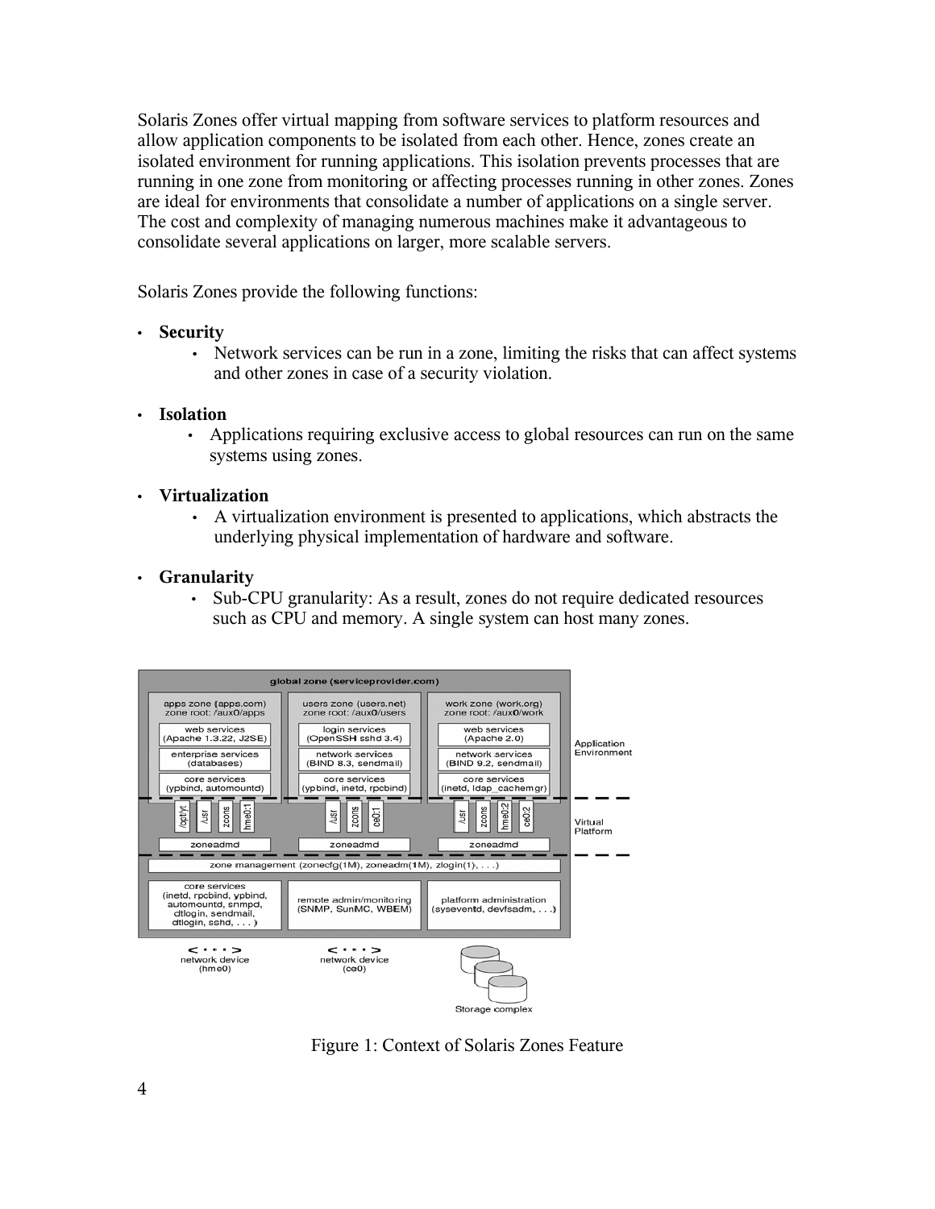Solaris Zones offer virtual mapping from software services to platform resources and allow application components to be isolated from each other. Hence, zones create an isolated environment for running applications. This isolation prevents processes that are running in one zone from monitoring or affecting processes running in other zones. Zones are ideal for environments that consolidate a number of applications on a single server. The cost and complexity of managing numerous machines make it advantageous to consolidate several applications on larger, more scalable servers.

Solaris Zones provide the following functions:

- **Security**
  - Network services can be run in a zone, limiting the risks that can affect systems and other zones in case of a security violation.
- **Isolation**
  - Applications requiring exclusive access to global resources can run on the same systems using zones.
- **Virtualization**
  - A virtualization environment is presented to applications, which abstracts the underlying physical implementation of hardware and software.
- **Granularity**
  - Sub-CPU granularity: As a result, zones do not require dedicated resources such as CPU and memory. A single system can host many zones.

Figure 1: Context of Solaris Zones Feature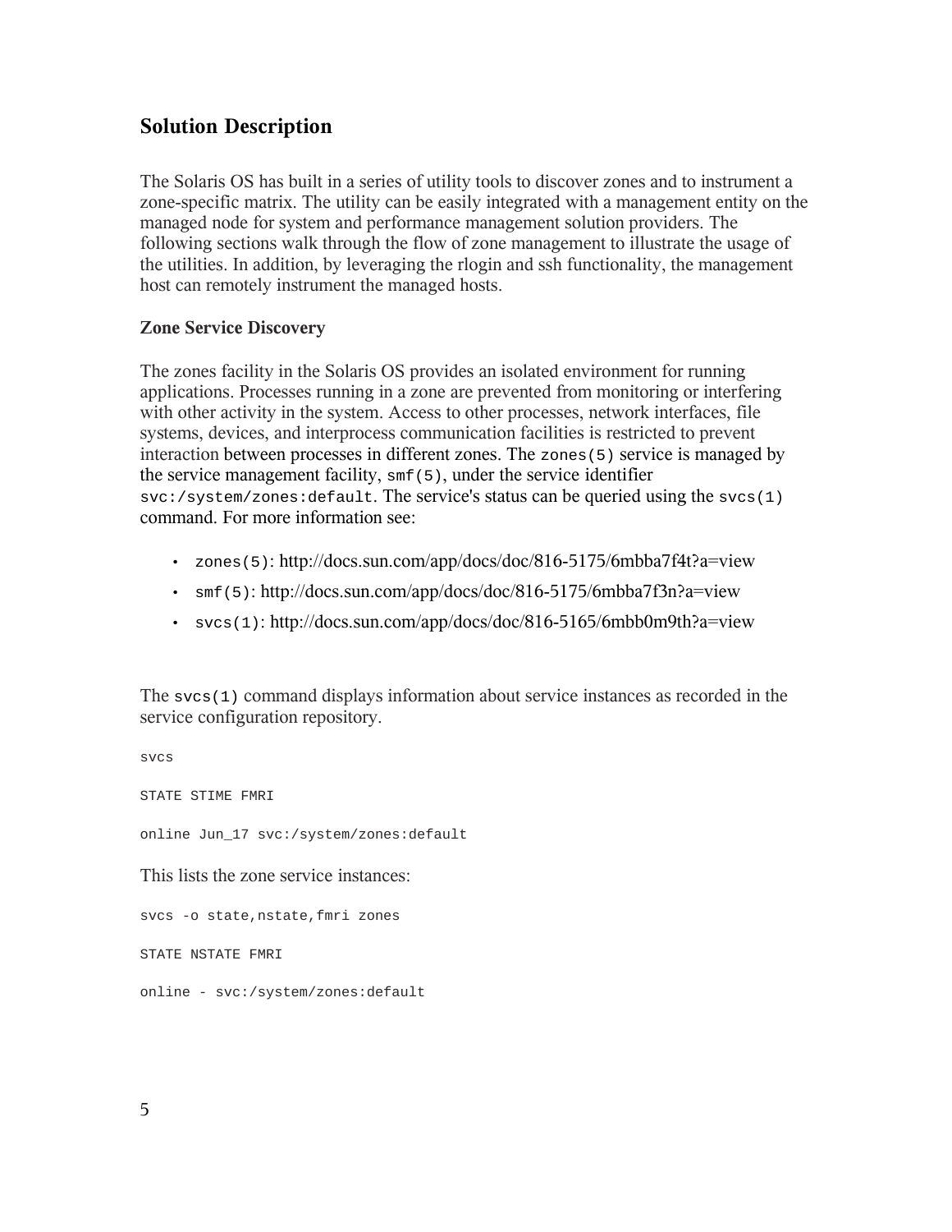## Solution Description

The Solaris OS has built in a series of utility tools to discover zones and to instrument a zone-specific matrix. The utility can be easily integrated with a management entity on the managed node for system and performance management solution providers. The following sections walk through the flow of zone management to illustrate the usage of the utilities. In addition, by leveraging the rlogin and ssh functionality, the management host can remotely instrument the managed hosts.

### Zone Service Discovery

The zones facility in the Solaris OS provides an isolated environment for running applications. Processes running in a zone are prevented from monitoring or interfering with other activity in the system. Access to other processes, network interfaces, file systems, devices, and interprocess communication facilities is restricted to prevent interaction between processes in different zones. The `zones(5)` service is managed by the service management facility, `smf(5)`, under the service identifier `svc:/system/zones:default`. The service's status can be queried using the `svcs(1)` command. For more information see:

- `zones(5)`: http://docs.sun.com/app/docs/doc/816-5175/6mbba7f4t?a=view
- `smf(5)`: http://docs.sun.com/app/docs/doc/816-5175/6mbba7f3n?a=view
- `svcs(1)`: http://docs.sun.com/app/docs/doc/816-5165/6mbb0m9th?a=view

The `svcs(1)` command displays information about service instances as recorded in the service configuration repository.

```
svcs

STATE STIME FMRI

online Jun_17 svc:/system/zones:default
```

This lists the zone service instances:

```
svcs -o state,nstate,fmri zones

STATE NSTATE FMRI

online - svc:/system/zones:default
```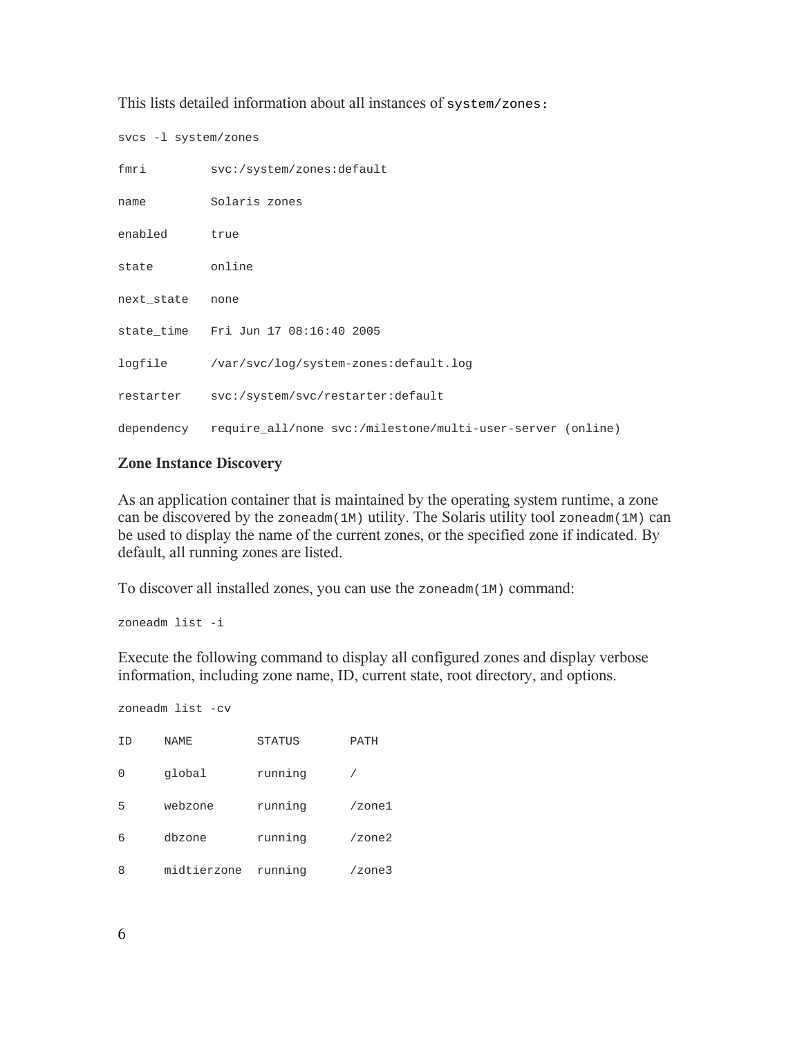This lists detailed information about all instances of `system/zones:`

```
svcs -l system/zones

fmri         svc:/system/zones:default

name         Solaris zones

enabled      true

state        online

next_state   none

state_time   Fri Jun 17 08:16:40 2005

logfile      /var/svc/log/system-zones:default.log

restarter    svc:/system/svc/restarter:default

dependency   require_all/none svc:/milestone/multi-user-server (online)
```

**Zone Instance Discovery**

As an application container that is maintained by the operating system runtime, a zone can be discovered by the `zoneadm(1M)` utility. The Solaris utility tool `zoneadm(1M)` can be used to display the name of the current zones, or the specified zone if indicated. By default, all running zones are listed.

To discover all installed zones, you can use the `zoneadm(1M)` command:

```
zoneadm list -i
```

Execute the following command to display all configured zones and display verbose information, including zone name, ID, current state, root directory, and options.

```
zoneadm list -cv

ID    NAME         STATUS     PATH

0     global       running    /

5     webzone      running    /zone1

6     dbzone       running    /zone2

8     midtierzone  running    /zone3
```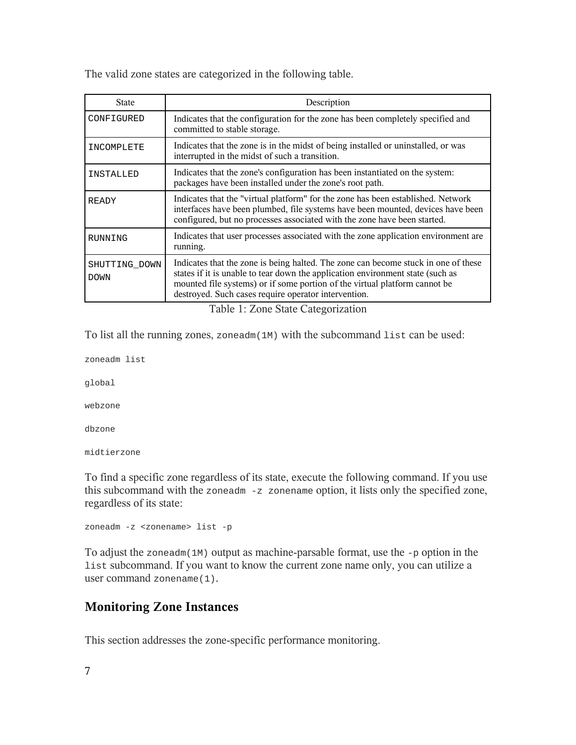The valid zone states are categorized in the following table.

| State | Description |
|---|---|
| CONFIGURED | Indicates that the configuration for the zone has been completely specified and committed to stable storage. |
| INCOMPLETE | Indicates that the zone is in the midst of being installed or uninstalled, or was interrupted in the midst of such a transition. |
| INSTALLED | Indicates that the zone's configuration has been instantiated on the system: packages have been installed under the zone's root path. |
| READY | Indicates that the "virtual platform" for the zone has been established. Network interfaces have been plumbed, file systems have been mounted, devices have been configured, but no processes associated with the zone have been started. |
| RUNNING | Indicates that user processes associated with the zone application environment are running. |
| SHUTTING_DOWN DOWN | Indicates that the zone is being halted. The zone can become stuck in one of these states if it is unable to tear down the application environment state (such as mounted file systems) or if some portion of the virtual platform cannot be destroyed. Such cases require operator intervention. |

Table 1: Zone State Categorization

To list all the running zones, `zoneadm(1M)` with the subcommand `list` can be used:

```
zoneadm list

global

webzone

dbzone

midtierzone
```

To find a specific zone regardless of its state, execute the following command. If you use this subcommand with the `zoneadm -z zonename` option, it lists only the specified zone, regardless of its state:

```
zoneadm -z <zonename> list -p
```

To adjust the `zoneadm(1M)` output as machine-parsable format, use the `-p` option in the `list` subcommand. If you want to know the current zone name only, you can utilize a user command `zonename(1)`.

## Monitoring Zone Instances

This section addresses the zone-specific performance monitoring.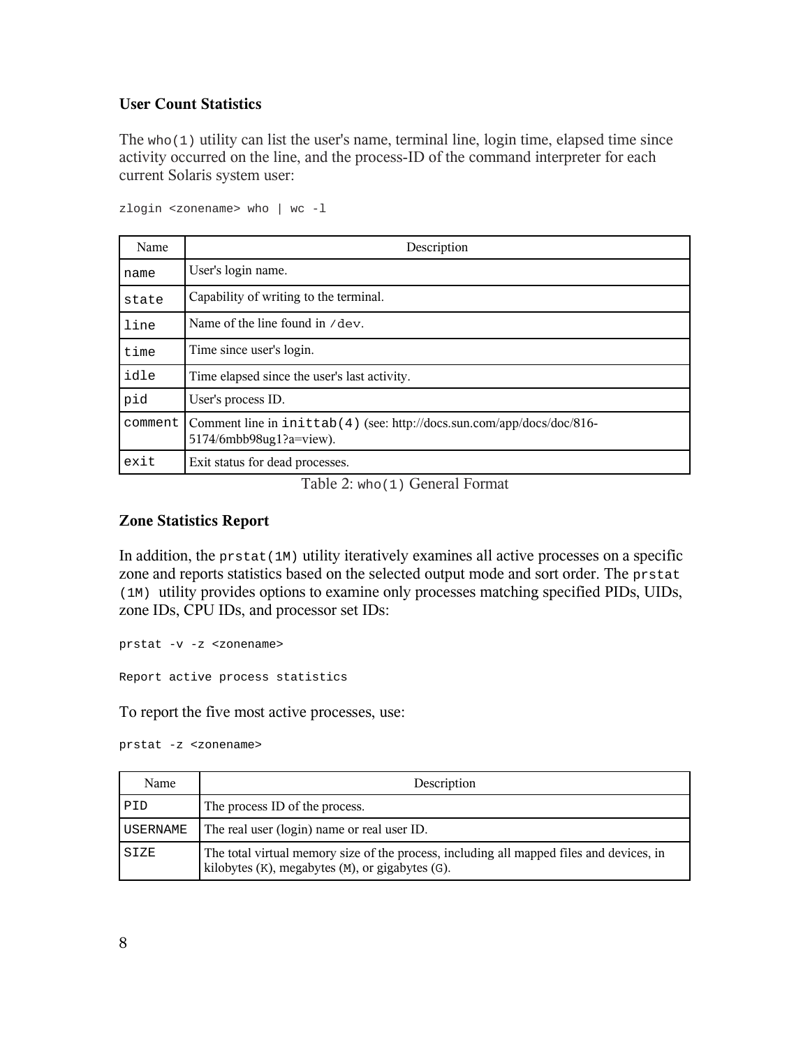### User Count Statistics

The `who(1)` utility can list the user's name, terminal line, login time, elapsed time since activity occurred on the line, and the process-ID of the command interpreter for each current Solaris system user:

```
zlogin <zonename> who | wc -l
```

| Name | Description |
|---|---|
| `name` | User's login name. |
| `state` | Capability of writing to the terminal. |
| `line` | Name of the line found in `/dev`. |
| `time` | Time since user's login. |
| `idle` | Time elapsed since the user's last activity. |
| `pid` | User's process ID. |
| `comment` | Comment line in `inittab(4)` (see: http://docs.sun.com/app/docs/doc/816-5174/6mbb98ug1?a=view). |
| `exit` | Exit status for dead processes. |

Table 2: `who(1)` General Format

### Zone Statistics Report

In addition, the `prstat(1M)` utility iteratively examines all active processes on a specific zone and reports statistics based on the selected output mode and sort order. The `prstat (1M)` utility provides options to examine only processes matching specified PIDs, UIDs, zone IDs, CPU IDs, and processor set IDs:

```
prstat -v -z <zonename>

Report active process statistics
```

To report the five most active processes, use:

```
prstat -z <zonename>
```

| Name | Description |
|---|---|
| `PID` | The process ID of the process. |
| `USERNAME` | The real user (login) name or real user ID. |
| `SIZE` | The total virtual memory size of the process, including all mapped files and devices, in kilobytes (`K`), megabytes (`M`), or gigabytes (`G`). |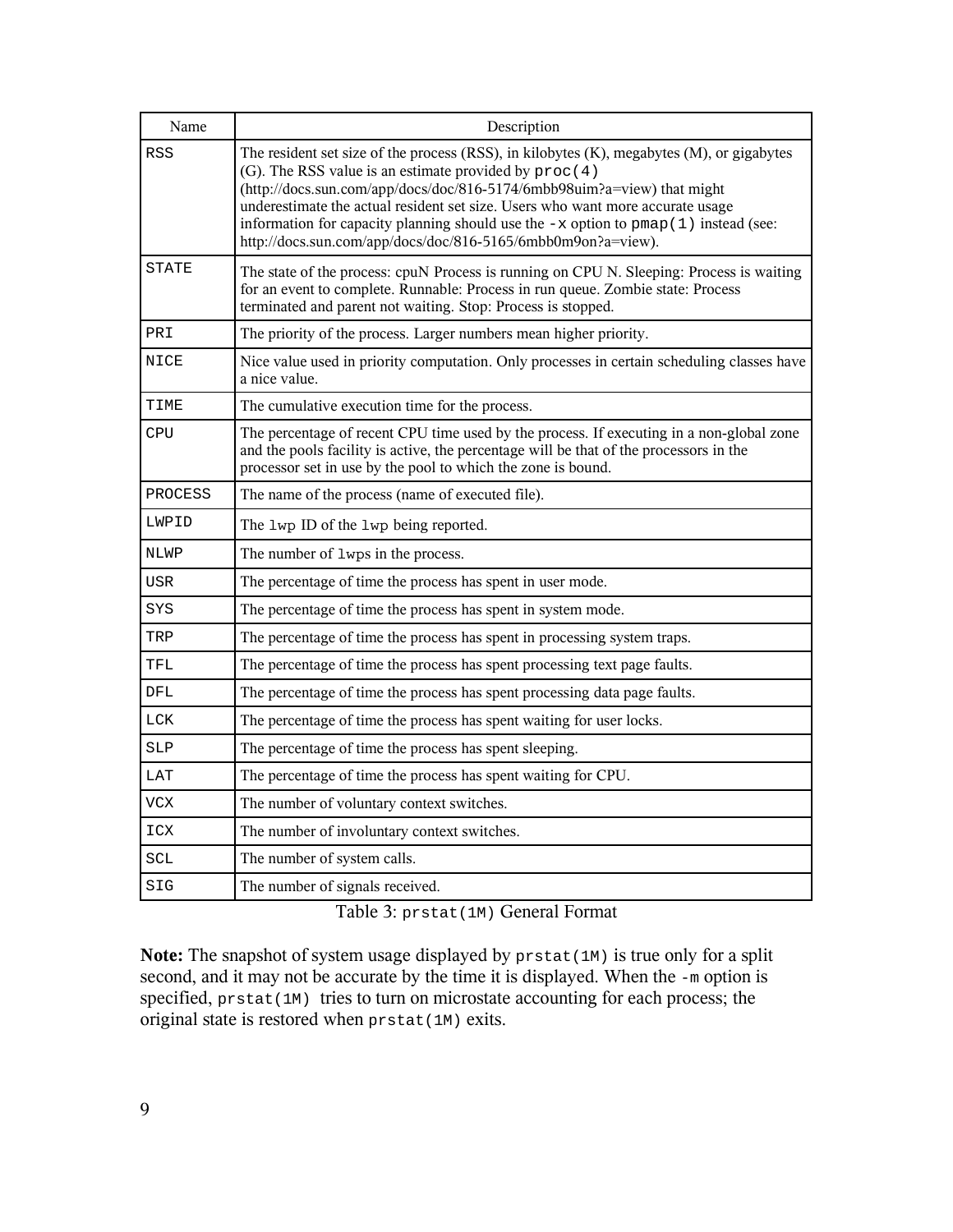| Name | Description |
|---|---|
| `RSS` | The resident set size of the process (RSS), in kilobytes (K), megabytes (M), or gigabytes (G). The RSS value is an estimate provided by `proc(4)` (http://docs.sun.com/app/docs/doc/816-5174/6mbb98uim?a=view) that might underestimate the actual resident set size. Users who want more accurate usage information for capacity planning should use the `-x` option to `pmap(1)` instead (see: http://docs.sun.com/app/docs/doc/816-5165/6mbb0m9on?a=view). |
| `STATE` | The state of the process: cpuN Process is running on CPU N. Sleeping: Process is waiting for an event to complete. Runnable: Process in run queue. Zombie state: Process terminated and parent not waiting. Stop: Process is stopped. |
| `PRI` | The priority of the process. Larger numbers mean higher priority. |
| `NICE` | Nice value used in priority computation. Only processes in certain scheduling classes have a nice value. |
| `TIME` | The cumulative execution time for the process. |
| `CPU` | The percentage of recent CPU time used by the process. If executing in a non-global zone and the pools facility is active, the percentage will be that of the processors in the processor set in use by the pool to which the zone is bound. |
| `PROCESS` | The name of the process (name of executed file). |
| `LWPID` | The `lwp` ID of the `lwp` being reported. |
| `NLWP` | The number of `lwp`s in the process. |
| `USR` | The percentage of time the process has spent in user mode. |
| `SYS` | The percentage of time the process has spent in system mode. |
| `TRP` | The percentage of time the process has spent in processing system traps. |
| `TFL` | The percentage of time the process has spent processing text page faults. |
| `DFL` | The percentage of time the process has spent processing data page faults. |
| `LCK` | The percentage of time the process has spent waiting for user locks. |
| `SLP` | The percentage of time the process has spent sleeping. |
| `LAT` | The percentage of time the process has spent waiting for CPU. |
| `VCX` | The number of voluntary context switches. |
| `ICX` | The number of involuntary context switches. |
| `SCL` | The number of system calls. |
| `SIG` | The number of signals received. |

Table 3: `prstat(1M)` General Format

**Note:** The snapshot of system usage displayed by `prstat(1M)` is true only for a split second, and it may not be accurate by the time it is displayed. When the `-m` option is specified, `prstat(1M)` tries to turn on microstate accounting for each process; the original state is restored when `prstat(1M)` exits.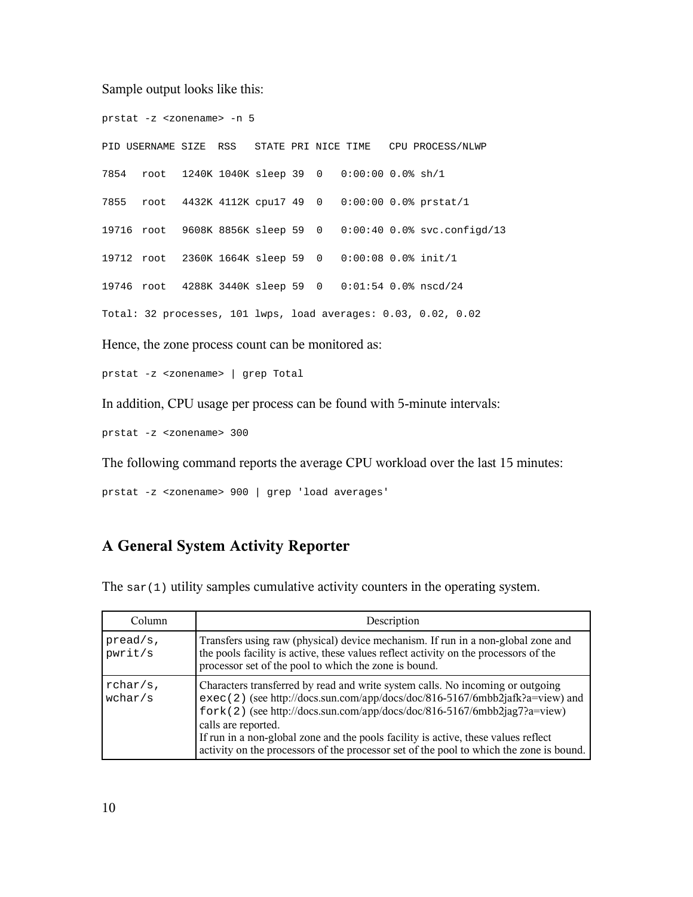Sample output looks like this:

```
prstat -z <zonename> -n 5

PID USERNAME SIZE  RSS   STATE PRI NICE TIME   CPU PROCESS/NLWP

7854   root   1240K 1040K sleep 39  0   0:00:00 0.0% sh/1

7855   root   4432K 4112K cpu17 49  0   0:00:00 0.0% prstat/1

19716  root   9608K 8856K sleep 59  0   0:00:40 0.0% svc.configd/13

19712  root   2360K 1664K sleep 59  0   0:00:08 0.0% init/1

19746  root   4288K 3440K sleep 59  0   0:01:54 0.0% nscd/24

Total: 32 processes, 101 lwps, load averages: 0.03, 0.02, 0.02
```

Hence, the zone process count can be monitored as:

```
prstat -z <zonename> | grep Total
```

In addition, CPU usage per process can be found with 5-minute intervals:

```
prstat -z <zonename> 300
```

The following command reports the average CPU workload over the last 15 minutes:

```
prstat -z <zonename> 900 | grep 'load averages'
```

## A General System Activity Reporter

The `sar(1)` utility samples cumulative activity counters in the operating system.

| Column | Description |
| --- | --- |
| `pread/s`, `pwrit/s` | Transfers using raw (physical) device mechanism. If run in a non-global zone and the pools facility is active, these values reflect activity on the processors of the processor set of the pool to which the zone is bound. |
| `rchar/s`, `wchar/s` | Characters transferred by read and write system calls. No incoming or outgoing `exec(2)` (see http://docs.sun.com/app/docs/doc/816-5167/6mbb2jafk?a=view) and `fork(2)` (see http://docs.sun.com/app/docs/doc/816-5167/6mbb2jag7?a=view) calls are reported. If run in a non-global zone and the pools facility is active, these values reflect activity on the processors of the processor set of the pool to which the zone is bound. |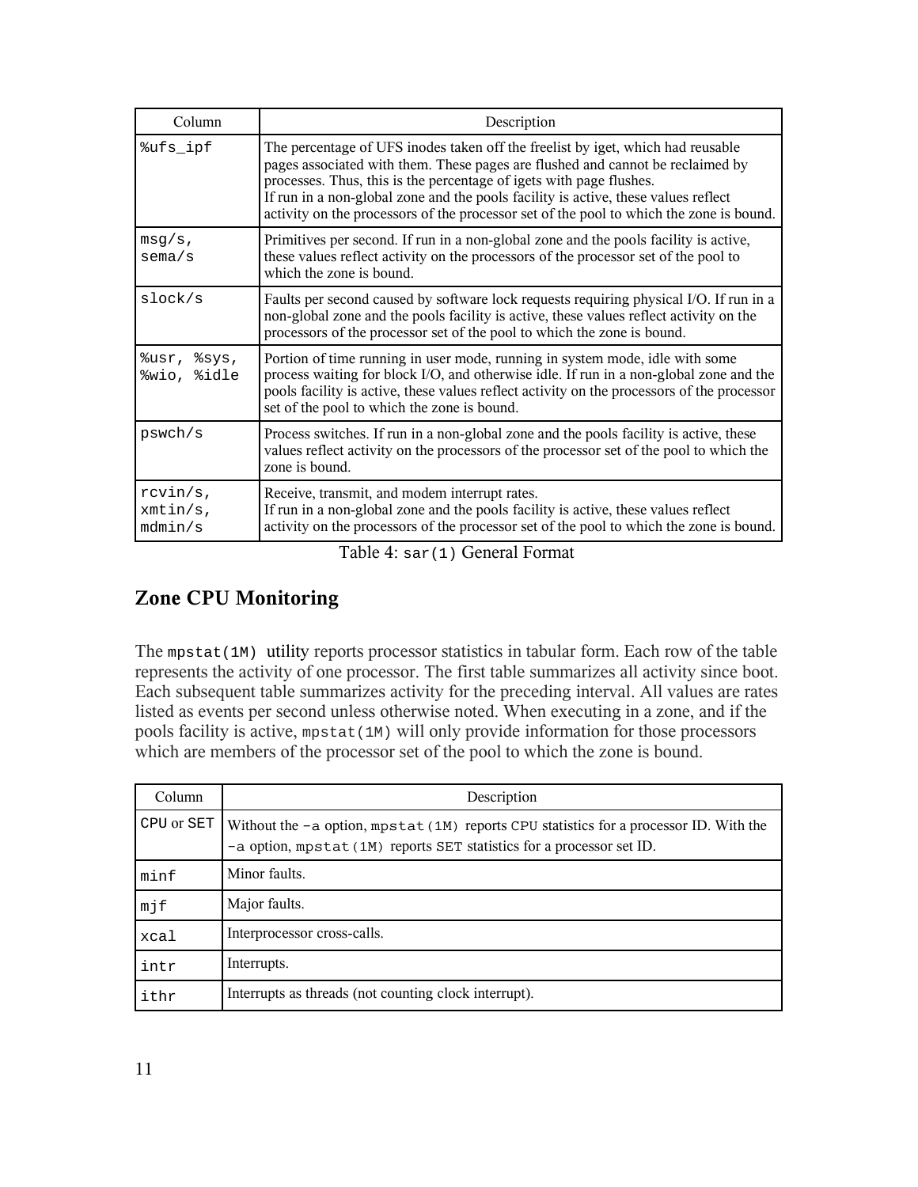| Column | Description |
| --- | --- |
| %ufs_ipf | The percentage of UFS inodes taken off the freelist by iget, which had reusable pages associated with them. These pages are flushed and cannot be reclaimed by processes. Thus, this is the percentage of igets with page flushes. If run in a non-global zone and the pools facility is active, these values reflect activity on the processors of the processor set of the pool to which the zone is bound. |
| msg/s, sema/s | Primitives per second. If run in a non-global zone and the pools facility is active, these values reflect activity on the processors of the processor set of the pool to which the zone is bound. |
| slock/s | Faults per second caused by software lock requests requiring physical I/O. If run in a non-global zone and the pools facility is active, these values reflect activity on the processors of the processor set of the pool to which the zone is bound. |
| %usr, %sys, %wio, %idle | Portion of time running in user mode, running in system mode, idle with some process waiting for block I/O, and otherwise idle. If run in a non-global zone and the pools facility is active, these values reflect activity on the processors of the processor set of the pool to which the zone is bound. |
| pswch/s | Process switches. If run in a non-global zone and the pools facility is active, these values reflect activity on the processors of the processor set of the pool to which the zone is bound. |
| rcvin/s, xmtin/s, mdmin/s | Receive, transmit, and modem interrupt rates. If run in a non-global zone and the pools facility is active, these values reflect activity on the processors of the processor set of the pool to which the zone is bound. |

Table 4: sar(1) General Format

## Zone CPU Monitoring

The mpstat(1M) utility reports processor statistics in tabular form. Each row of the table represents the activity of one processor. The first table summarizes all activity since boot. Each subsequent table summarizes activity for the preceding interval. All values are rates listed as events per second unless otherwise noted. When executing in a zone, and if the pools facility is active, mpstat(1M) will only provide information for those processors which are members of the processor set of the pool to which the zone is bound.

| Column | Description |
| --- | --- |
| CPU or SET | Without the -a option, mpstat(1M) reports CPU statistics for a processor ID. With the -a option, mpstat(1M) reports SET statistics for a processor set ID. |
| minf | Minor faults. |
| mjf | Major faults. |
| xcal | Interprocessor cross-calls. |
| intr | Interrupts. |
| ithr | Interrupts as threads (not counting clock interrupt). |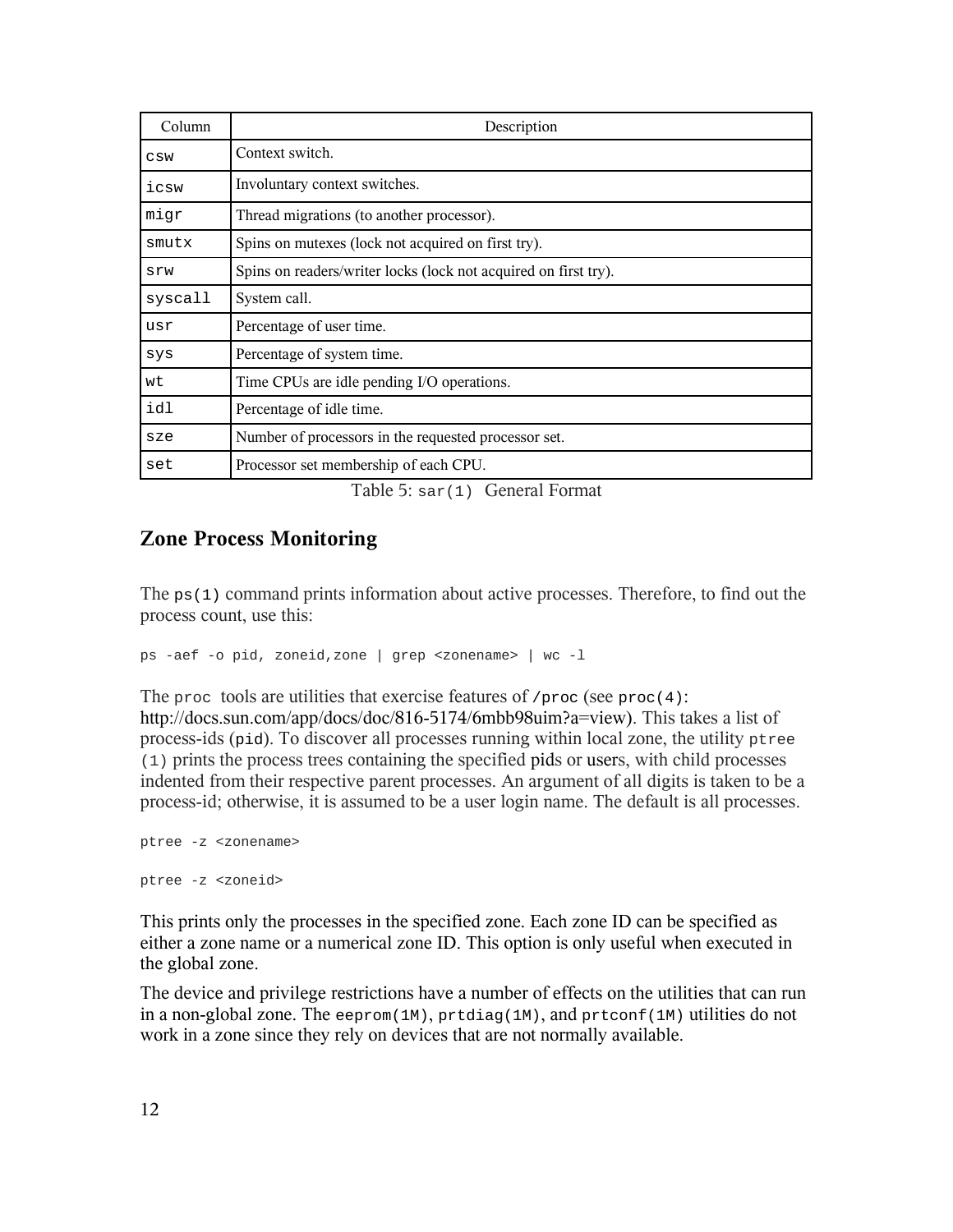| Column | Description |
|---|---|
| `csw` | Context switch. |
| `icsw` | Involuntary context switches. |
| `migr` | Thread migrations (to another processor). |
| `smutx` | Spins on mutexes (lock not acquired on first try). |
| `srw` | Spins on readers/writer locks (lock not acquired on first try). |
| `syscall` | System call. |
| `usr` | Percentage of user time. |
| `sys` | Percentage of system time. |
| `wt` | Time CPUs are idle pending I/O operations. |
| `idl` | Percentage of idle time. |
| `sze` | Number of processors in the requested processor set. |
| `set` | Processor set membership of each CPU. |

Table 5: `sar(1)` General Format

## Zone Process Monitoring

The `ps(1)` command prints information about active processes. Therefore, to find out the process count, use this:

```
ps -aef -o pid, zoneid,zone | grep <zonename> | wc -l
```

The `proc` tools are utilities that exercise features of `/proc` (see `proc(4)`: http://docs.sun.com/app/docs/doc/816-5174/6mbb98uim?a=view). This takes a list of process-ids (`pid`). To discover all processes running within local zone, the utility `ptree (1)` prints the process trees containing the specified pids or users, with child processes indented from their respective parent processes. An argument of all digits is taken to be a process-id; otherwise, it is assumed to be a user login name. The default is all processes.

```
ptree -z <zonename>

ptree -z <zoneid>
```

This prints only the processes in the specified zone. Each zone ID can be specified as either a zone name or a numerical zone ID. This option is only useful when executed in the global zone.

The device and privilege restrictions have a number of effects on the utilities that can run in a non-global zone. The `eeprom(1M)`, `prtdiag(1M)`, and `prtconf(1M)` utilities do not work in a zone since they rely on devices that are not normally available.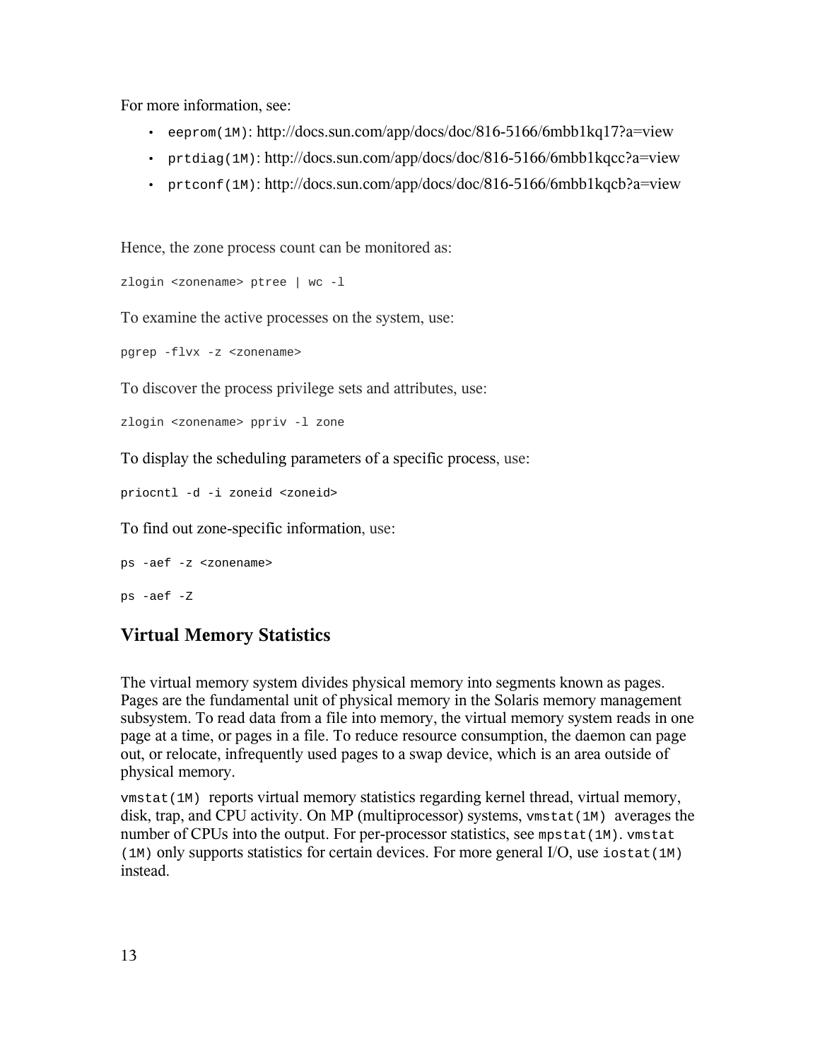For more information, see:

- `eeprom(1M)`: http://docs.sun.com/app/docs/doc/816-5166/6mbb1kq17?a=view
- `prtdiag(1M)`: http://docs.sun.com/app/docs/doc/816-5166/6mbb1kqcc?a=view
- `prtconf(1M)`: http://docs.sun.com/app/docs/doc/816-5166/6mbb1kqcb?a=view

Hence, the zone process count can be monitored as:

```
zlogin <zonename> ptree | wc -l
```

To examine the active processes on the system, use:

```
pgrep -flvx -z <zonename>
```

To discover the process privilege sets and attributes, use:

```
zlogin <zonename> ppriv -l zone
```

To display the scheduling parameters of a specific process, use:

```
priocntl -d -i zoneid <zoneid>
```

To find out zone-specific information, use:

```
ps -aef -z <zonename>
```

```
ps -aef -Z
```

## Virtual Memory Statistics

The virtual memory system divides physical memory into segments known as pages. Pages are the fundamental unit of physical memory in the Solaris memory management subsystem. To read data from a file into memory, the virtual memory system reads in one page at a time, or pages in a file. To reduce resource consumption, the daemon can page out, or relocate, infrequently used pages to a swap device, which is an area outside of physical memory.

`vmstat(1M)` reports virtual memory statistics regarding kernel thread, virtual memory, disk, trap, and CPU activity. On MP (multiprocessor) systems, `vmstat(1M)` averages the number of CPUs into the output. For per-processor statistics, see `mpstat(1M)`. `vmstat (1M)` only supports statistics for certain devices. For more general I/O, use `iostat(1M)` instead.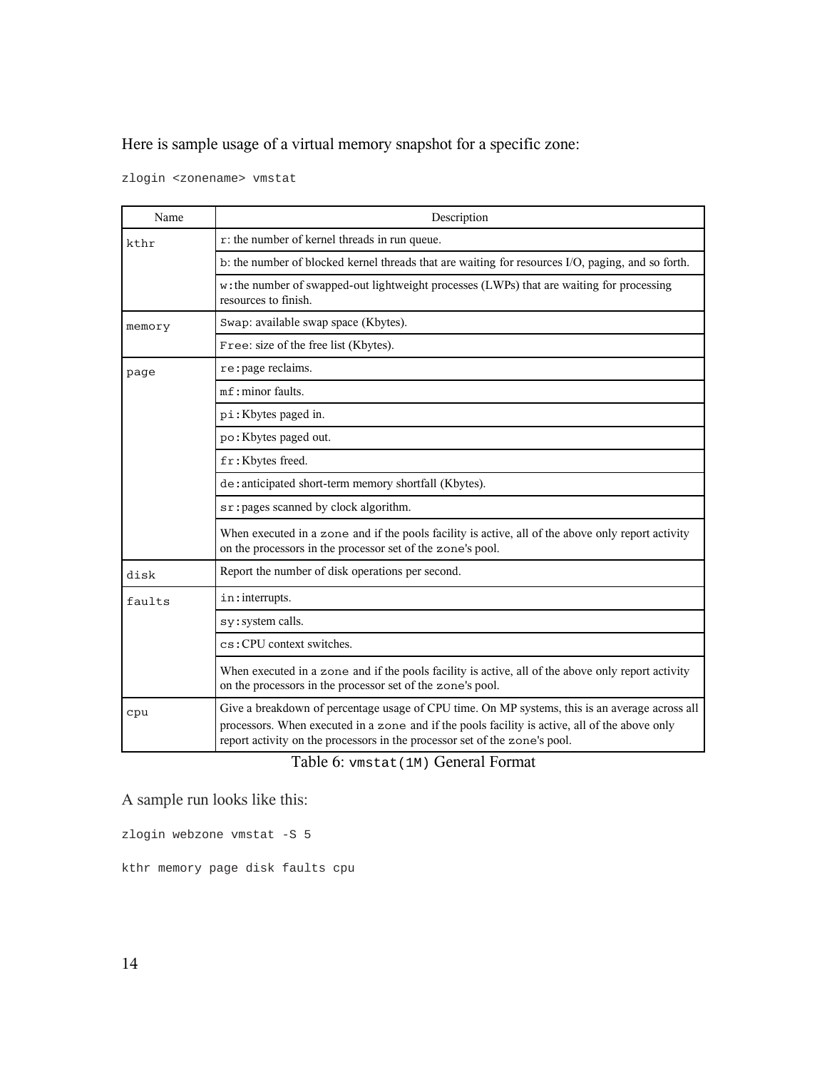Here is sample usage of a virtual memory snapshot for a specific zone:

```
zlogin <zonename> vmstat
```

| Name | Description |
|---|---|
| `kthr` | `r`: the number of kernel threads in run queue. |
| | `b`: the number of blocked kernel threads that are waiting for resources I/O, paging, and so forth. |
| | `w`:the number of swapped-out lightweight processes (LWPs) that are waiting for processing resources to finish. |
| `memory` | `Swap`: available swap space (Kbytes). |
| | `Free`: size of the free list (Kbytes). |
| `page` | `re`:page reclaims. |
| | `mf`:minor faults. |
| | `pi`:Kbytes paged in. |
| | `po`:Kbytes paged out. |
| | `fr`:Kbytes freed. |
| | `de`:anticipated short-term memory shortfall (Kbytes). |
| | `sr`:pages scanned by clock algorithm. |
| | When executed in a `zone` and if the pools facility is active, all of the above only report activity on the processors in the processor set of the `zone`'s pool. |
| `disk` | Report the number of disk operations per second. |
| `faults` | `in`:interrupts. |
| | `sy`:system calls. |
| | `cs`:CPU context switches. |
| | When executed in a `zone` and if the pools facility is active, all of the above only report activity on the processors in the processor set of the `zone`'s pool. |
| `cpu` | Give a breakdown of percentage usage of CPU time. On MP systems, this is an average across all processors. When executed in a `zone` and if the pools facility is active, all of the above only report activity on the processors in the processor set of the `zone`'s pool. |

Table 6: `vmstat(1M)` General Format

A sample run looks like this:

```
zlogin webzone vmstat -S 5

kthr memory page disk faults cpu
```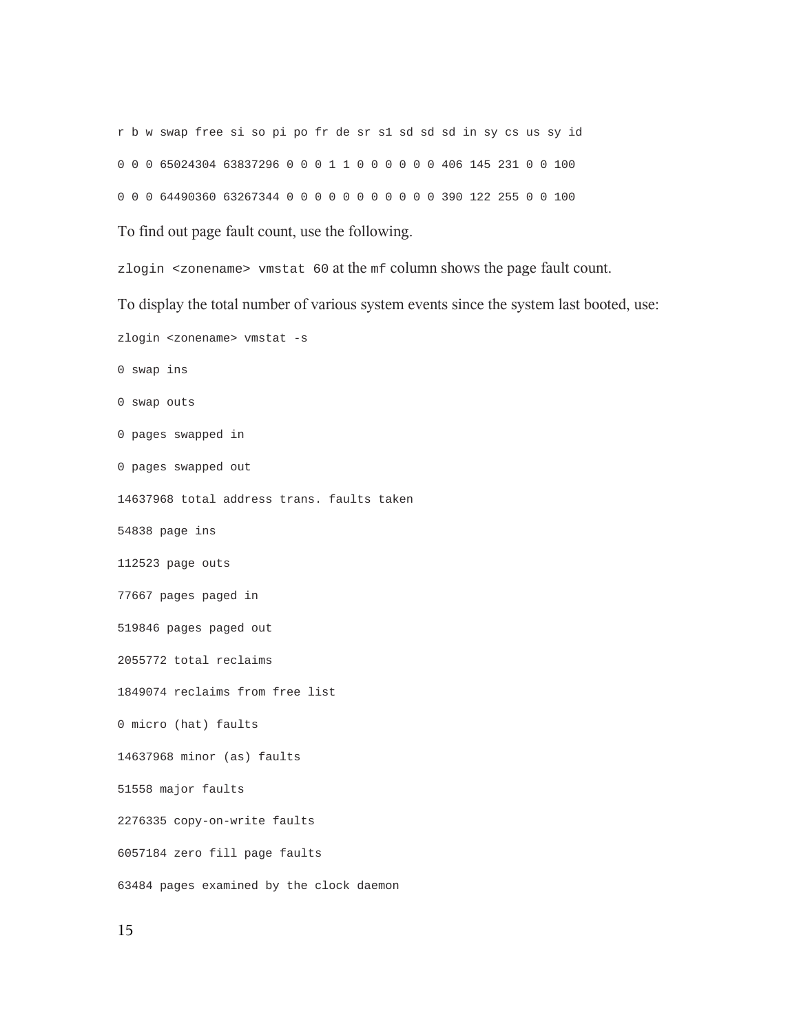```
r b w swap free si so pi po fr de sr s1 sd sd sd in sy cs us sy id

0 0 0 65024304 63837296 0 0 0 1 1 0 0 0 0 0 0 406 145 231 0 0 100

0 0 0 64490360 63267344 0 0 0 0 0 0 0 0 0 0 0 390 122 255 0 0 100
```

To find out page fault count, use the following.

`zlogin <zonename> vmstat 60` at the `mf` column shows the page fault count.

To display the total number of various system events since the system last booted, use:

```
zlogin <zonename> vmstat -s

0 swap ins

0 swap outs

0 pages swapped in

0 pages swapped out

14637968 total address trans. faults taken

54838 page ins

112523 page outs

77667 pages paged in

519846 pages paged out

2055772 total reclaims

1849074 reclaims from free list

0 micro (hat) faults

14637968 minor (as) faults

51558 major faults

2276335 copy-on-write faults

6057184 zero fill page faults

63484 pages examined by the clock daemon
```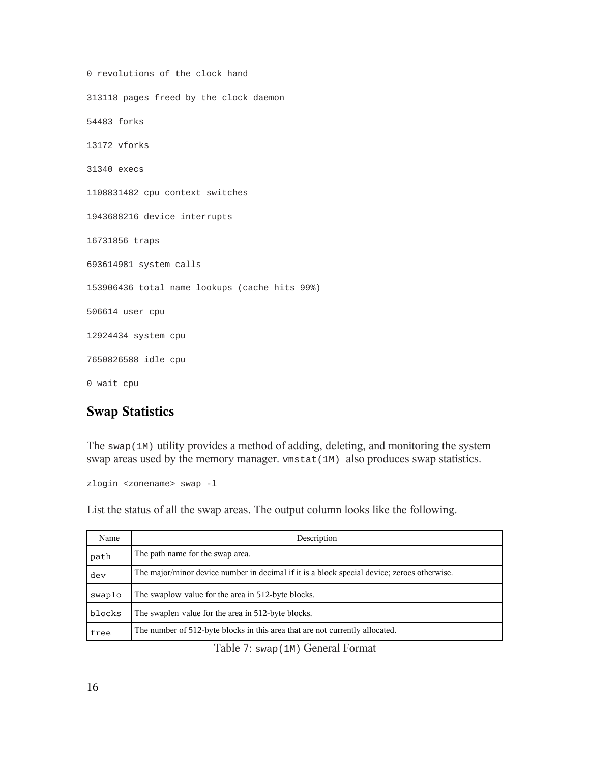```
0 revolutions of the clock hand

313118 pages freed by the clock daemon

54483 forks

13172 vforks

31340 execs

1108831482 cpu context switches

1943688216 device interrupts

16731856 traps

693614981 system calls

153906436 total name lookups (cache hits 99%)

506614 user cpu

12924434 system cpu

7650826588 idle cpu

0 wait cpu
```

## Swap Statistics

The `swap(1M)` utility provides a method of adding, deleting, and monitoring the system swap areas used by the memory manager. `vmstat(1M)` also produces swap statistics.

```
zlogin <zonename> swap -l
```

List the status of all the swap areas. The output column looks like the following.

| Name | Description |
|---|---|
| `path` | The path name for the swap area. |
| `dev` | The major/minor device number in decimal if it is a block special device; zeroes otherwise. |
| `swaplo` | The swaplow value for the area in 512-byte blocks. |
| `blocks` | The swaplen value for the area in 512-byte blocks. |
| `free` | The number of 512-byte blocks in this area that are not currently allocated. |

Table 7: `swap(1M)` General Format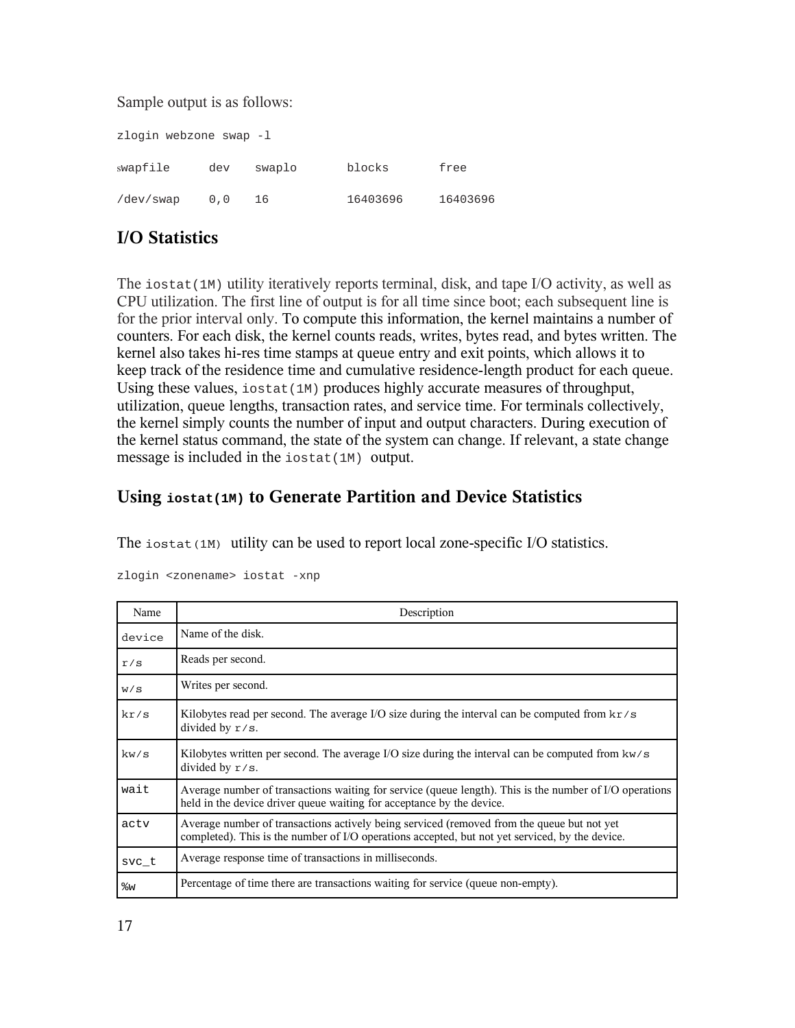Sample output is as follows:

```
zlogin webzone swap -l

swapfile      dev    swaplo        blocks        free

/dev/swap     0,0    16            16403696      16403696
```

## I/O Statistics

The `iostat(1M)` utility iteratively reports terminal, disk, and tape I/O activity, as well as CPU utilization. The first line of output is for all time since boot; each subsequent line is for the prior interval only. To compute this information, the kernel maintains a number of counters. For each disk, the kernel counts reads, writes, bytes read, and bytes written. The kernel also takes hi-res time stamps at queue entry and exit points, which allows it to keep track of the residence time and cumulative residence-length product for each queue. Using these values, `iostat(1M)` produces highly accurate measures of throughput, utilization, queue lengths, transaction rates, and service time. For terminals collectively, the kernel simply counts the number of input and output characters. During execution of the kernel status command, the state of the system can change. If relevant, a state change message is included in the `iostat(1M)` output.

## Using `iostat(1M)` to Generate Partition and Device Statistics

The `iostat(1M)` utility can be used to report local zone-specific I/O statistics.

```
zlogin <zonename> iostat -xnp
```

| Name | Description |
|---|---|
| `device` | Name of the disk. |
| `r/s` | Reads per second. |
| `w/s` | Writes per second. |
| `kr/s` | Kilobytes read per second. The average I/O size during the interval can be computed from `kr/s` divided by `r/s`. |
| `kw/s` | Kilobytes written per second. The average I/O size during the interval can be computed from `kw/s` divided by `r/s`. |
| `wait` | Average number of transactions waiting for service (queue length). This is the number of I/O operations held in the device driver queue waiting for acceptance by the device. |
| `actv` | Average number of transactions actively being serviced (removed from the queue but not yet completed). This is the number of I/O operations accepted, but not yet serviced, by the device. |
| `svc_t` | Average response time of transactions in milliseconds. |
| `%w` | Percentage of time there are transactions waiting for service (queue non-empty). |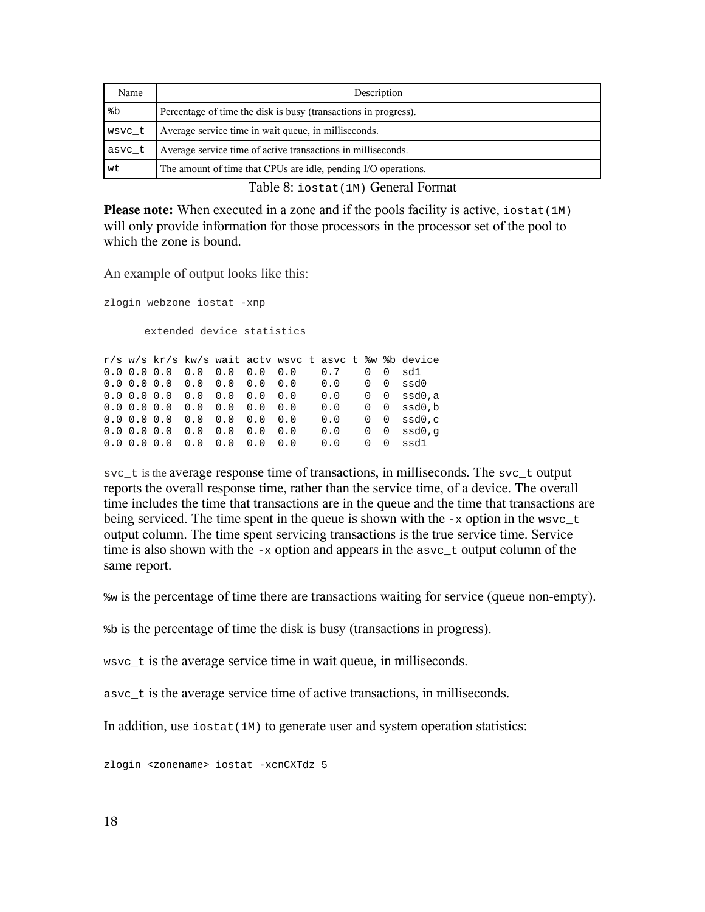| Name | Description |
| --- | --- |
| %b | Percentage of time the disk is busy (transactions in progress). |
| wsvc_t | Average service time in wait queue, in milliseconds. |
| asvc_t | Average service time of active transactions in milliseconds. |
| wt | The amount of time that CPUs are idle, pending I/O operations. |

Table 8: iostat(1M) General Format

**Please note:** When executed in a zone and if the pools facility is active, iostat(1M) will only provide information for those processors in the processor set of the pool to which the zone is bound.

An example of output looks like this:

```
zlogin webzone iostat -xnp

      extended device statistics

r/s w/s kr/s kw/s wait actv wsvc_t asvc_t %w %b device
0.0 0.0 0.0  0.0  0.0  0.0  0.0    0.7    0  0  sd1
0.0 0.0 0.0  0.0  0.0  0.0  0.0    0.0    0  0  ssd0
0.0 0.0 0.0  0.0  0.0  0.0  0.0    0.0    0  0  ssd0,a
0.0 0.0 0.0  0.0  0.0  0.0  0.0    0.0    0  0  ssd0,b
0.0 0.0 0.0  0.0  0.0  0.0  0.0    0.0    0  0  ssd0,c
0.0 0.0 0.0  0.0  0.0  0.0  0.0    0.0    0  0  ssd0,g
0.0 0.0 0.0  0.0  0.0  0.0  0.0    0.0    0  0  ssd1
```

svc_t is the average response time of transactions, in milliseconds. The svc_t output reports the overall response time, rather than the service time, of a device. The overall time includes the time that transactions are in the queue and the time that transactions are being serviced. The time spent in the queue is shown with the -x option in the wsvc_t output column. The time spent servicing transactions is the true service time. Service time is also shown with the -x option and appears in the asvc_t output column of the same report.

%w is the percentage of time there are transactions waiting for service (queue non-empty).

%b is the percentage of time the disk is busy (transactions in progress).

wsvc_t is the average service time in wait queue, in milliseconds.

asvc_t is the average service time of active transactions, in milliseconds.

In addition, use iostat(1M) to generate user and system operation statistics:

```
zlogin <zonename> iostat -xcnCXTdz 5
```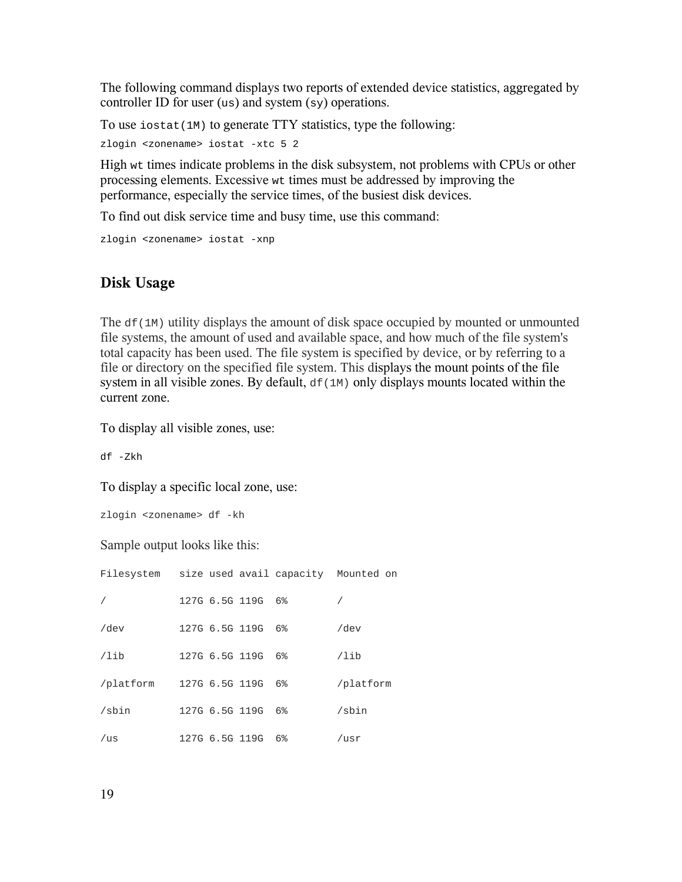The following command displays two reports of extended device statistics, aggregated by controller ID for user (`us`) and system (`sy`) operations.

To use `iostat(1M)` to generate TTY statistics, type the following:

```
zlogin <zonename> iostat -xtc 5 2
```

High `wt` times indicate problems in the disk subsystem, not problems with CPUs or other processing elements. Excessive `wt` times must be addressed by improving the performance, especially the service times, of the busiest disk devices.

To find out disk service time and busy time, use this command:

```
zlogin <zonename> iostat -xnp
```

## Disk Usage

The `df(1M)` utility displays the amount of disk space occupied by mounted or unmounted file systems, the amount of used and available space, and how much of the file system's total capacity has been used. The file system is specified by device, or by referring to a file or directory on the specified file system. This displays the mount points of the file system in all visible zones. By default, `df(1M)` only displays mounts located within the current zone.

To display all visible zones, use:

```
df -Zkh
```

To display a specific local zone, use:

```
zlogin <zonename> df -kh
```

Sample output looks like this:

```
Filesystem   size used avail capacity  Mounted on

/            127G 6.5G 119G  6%        /

/dev         127G 6.5G 119G  6%        /dev

/lib         127G 6.5G 119G  6%        /lib

/platform    127G 6.5G 119G  6%        /platform

/sbin        127G 6.5G 119G  6%        /sbin

/us          127G 6.5G 119G  6%        /usr
```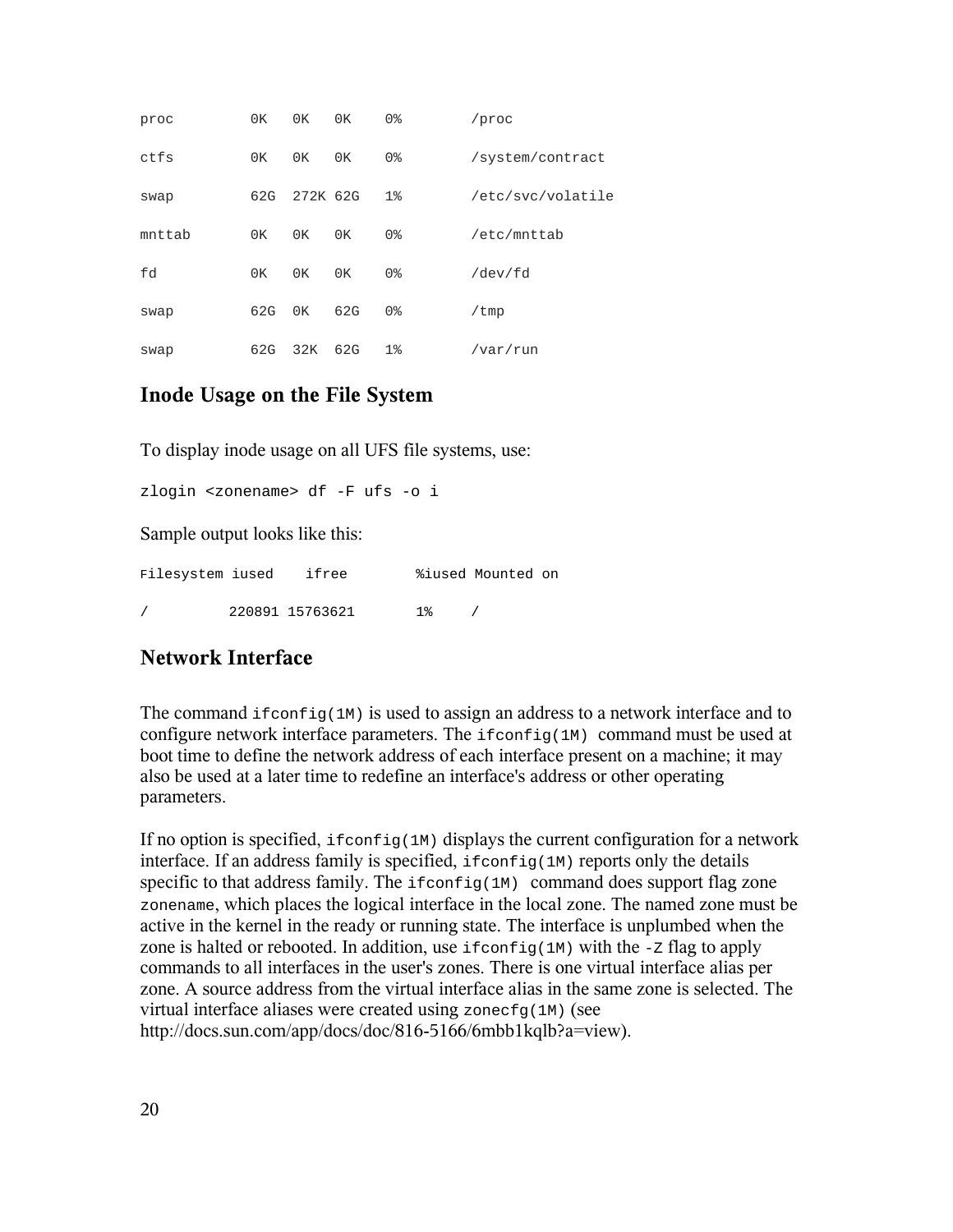```
proc          0K    0K    0K     0%         /proc

ctfs          0K    0K    0K     0%         /system/contract

swap          62G   272K 62G     1%         /etc/svc/volatile

mnttab        0K    0K    0K     0%         /etc/mnttab

fd            0K    0K    0K     0%         /dev/fd

swap          62G   0K    62G    0%         /tmp

swap          62G   32K   62G    1%         /var/run
```

## Inode Usage on the File System

To display inode usage on all UFS file systems, use:

```
zlogin <zonename> df -F ufs -o i
```

Sample output looks like this:

```
Filesystem iused    ifree        %iused Mounted on

/          220891 15763621       1%     /
```

## Network Interface

The command `ifconfig(1M)` is used to assign an address to a network interface and to configure network interface parameters. The `ifconfig(1M)` command must be used at boot time to define the network address of each interface present on a machine; it may also be used at a later time to redefine an interface's address or other operating parameters.

If no option is specified, `ifconfig(1M)` displays the current configuration for a network interface. If an address family is specified, `ifconfig(1M)` reports only the details specific to that address family. The `ifconfig(1M)` command does support flag zone `zonename`, which places the logical interface in the local zone. The named zone must be active in the kernel in the ready or running state. The interface is unplumbed when the zone is halted or rebooted. In addition, use `ifconfig(1M)` with the `-Z` flag to apply commands to all interfaces in the user's zones. There is one virtual interface alias per zone. A source address from the virtual interface alias in the same zone is selected. The virtual interface aliases were created using `zonecfg(1M)` (see http://docs.sun.com/app/docs/doc/816-5166/6mbb1kqlb?a=view).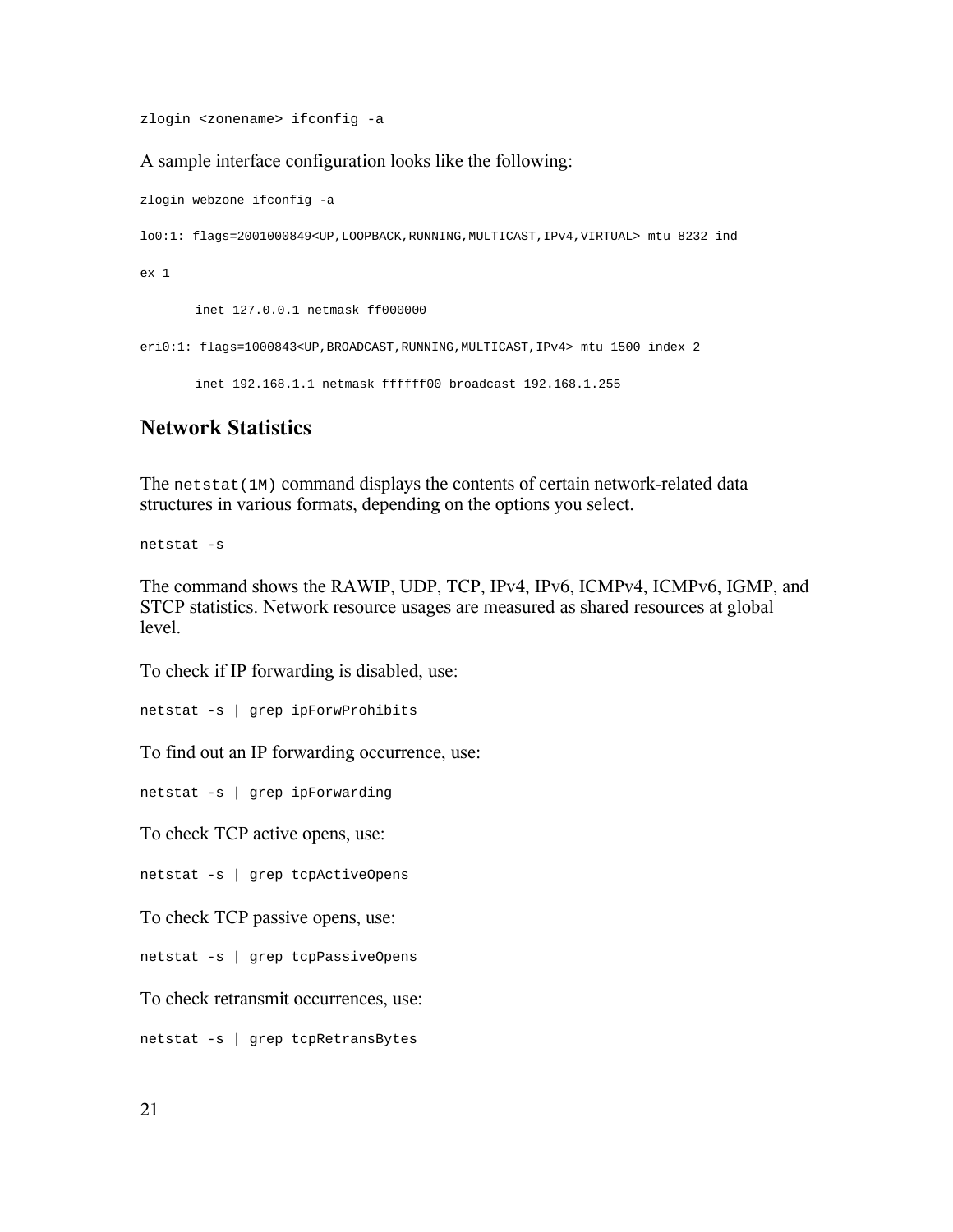```
zlogin <zonename> ifconfig -a
```

A sample interface configuration looks like the following:

```
zlogin webzone ifconfig -a

lo0:1: flags=2001000849<UP,LOOPBACK,RUNNING,MULTICAST,IPv4,VIRTUAL> mtu 8232 ind

ex 1

       inet 127.0.0.1 netmask ff000000

eri0:1: flags=1000843<UP,BROADCAST,RUNNING,MULTICAST,IPv4> mtu 1500 index 2

       inet 192.168.1.1 netmask ffffff00 broadcast 192.168.1.255
```

## Network Statistics

The `netstat(1M)` command displays the contents of certain network-related data structures in various formats, depending on the options you select.

```
netstat -s
```

The command shows the RAWIP, UDP, TCP, IPv4, IPv6, ICMPv4, ICMPv6, IGMP, and STCP statistics. Network resource usages are measured as shared resources at global level.

To check if IP forwarding is disabled, use:

```
netstat -s | grep ipForwProhibits
```

To find out an IP forwarding occurrence, use:

```
netstat -s | grep ipForwarding
```

To check TCP active opens, use:

```
netstat -s | grep tcpActiveOpens
```

To check TCP passive opens, use:

```
netstat -s | grep tcpPassiveOpens
```

To check retransmit occurrences, use:

```
netstat -s | grep tcpRetransBytes
```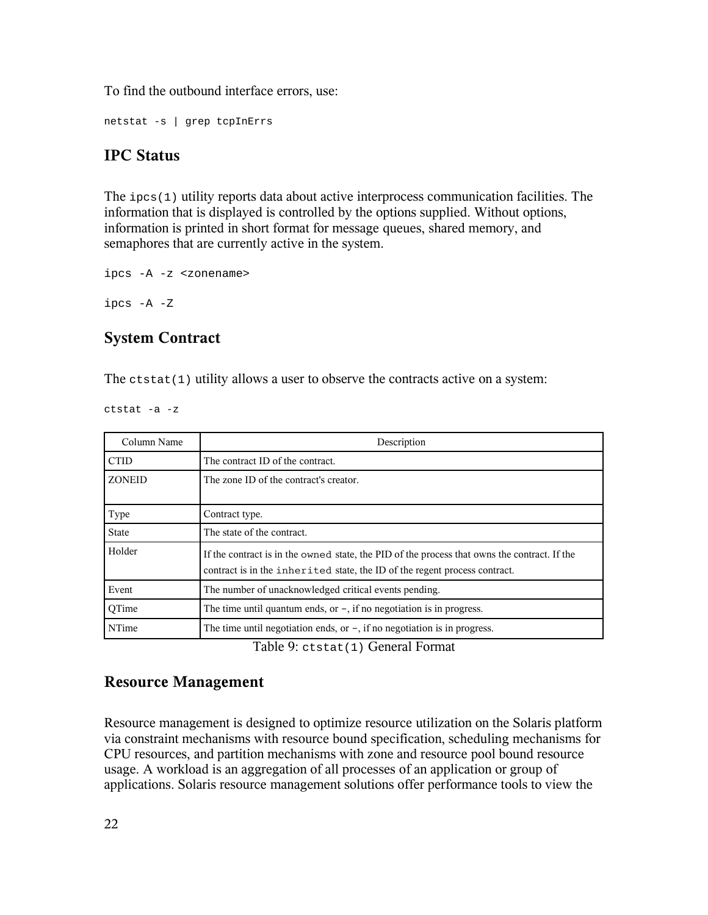To find the outbound interface errors, use:

```
netstat -s | grep tcpInErrs
```

## IPC Status

The `ipcs(1)` utility reports data about active interprocess communication facilities. The information that is displayed is controlled by the options supplied. Without options, information is printed in short format for message queues, shared memory, and semaphores that are currently active in the system.

```
ipcs -A -z <zonename>

ipcs -A -Z
```

## System Contract

The `ctstat(1)` utility allows a user to observe the contracts active on a system:

```
ctstat -a -z
```

| Column Name | Description |
|---|---|
| CTID | The contract ID of the contract. |
| ZONEID | The zone ID of the contract's creator. |
| Type | Contract type. |
| State | The state of the contract. |
| Holder | If the contract is in the `owned` state, the PID of the process that owns the contract. If the contract is in the `inherited` state, the ID of the regent process contract. |
| Event | The number of unacknowledged critical events pending. |
| QTime | The time until quantum ends, or -, if no negotiation is in progress. |
| NTime | The time until negotiation ends, or -, if no negotiation is in progress. |

Table 9: `ctstat(1)` General Format

## Resource Management

Resource management is designed to optimize resource utilization on the Solaris platform via constraint mechanisms with resource bound specification, scheduling mechanisms for CPU resources, and partition mechanisms with zone and resource pool bound resource usage. A workload is an aggregation of all processes of an application or group of applications. Solaris resource management solutions offer performance tools to view the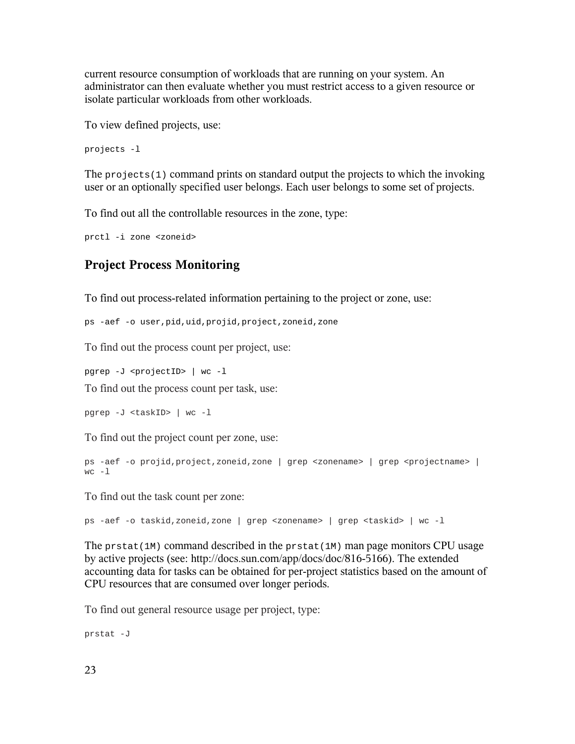current resource consumption of workloads that are running on your system. An administrator can then evaluate whether you must restrict access to a given resource or isolate particular workloads from other workloads.

To view defined projects, use:

```
projects -l
```

The `projects(1)` command prints on standard output the projects to which the invoking user or an optionally specified user belongs. Each user belongs to some set of projects.

To find out all the controllable resources in the zone, type:

```
prctl -i zone <zoneid>
```

## Project Process Monitoring

To find out process-related information pertaining to the project or zone, use:

```
ps -aef -o user,pid,uid,projid,project,zoneid,zone
```

To find out the process count per project, use:

```
pgrep -J <projectID> | wc -l
```

To find out the process count per task, use:

```
pgrep -J <taskID> | wc -l
```

To find out the project count per zone, use:

```
ps -aef -o projid,project,zoneid,zone | grep <zonename> | grep <projectname> |
wc -l
```

To find out the task count per zone:

```
ps -aef -o taskid,zoneid,zone | grep <zonename> | grep <taskid> | wc -l
```

The `prstat(1M)` command described in the `prstat(1M)` man page monitors CPU usage by active projects (see: http://docs.sun.com/app/docs/doc/816-5166). The extended accounting data for tasks can be obtained for per-project statistics based on the amount of CPU resources that are consumed over longer periods.

To find out general resource usage per project, type:

```
prstat -J
```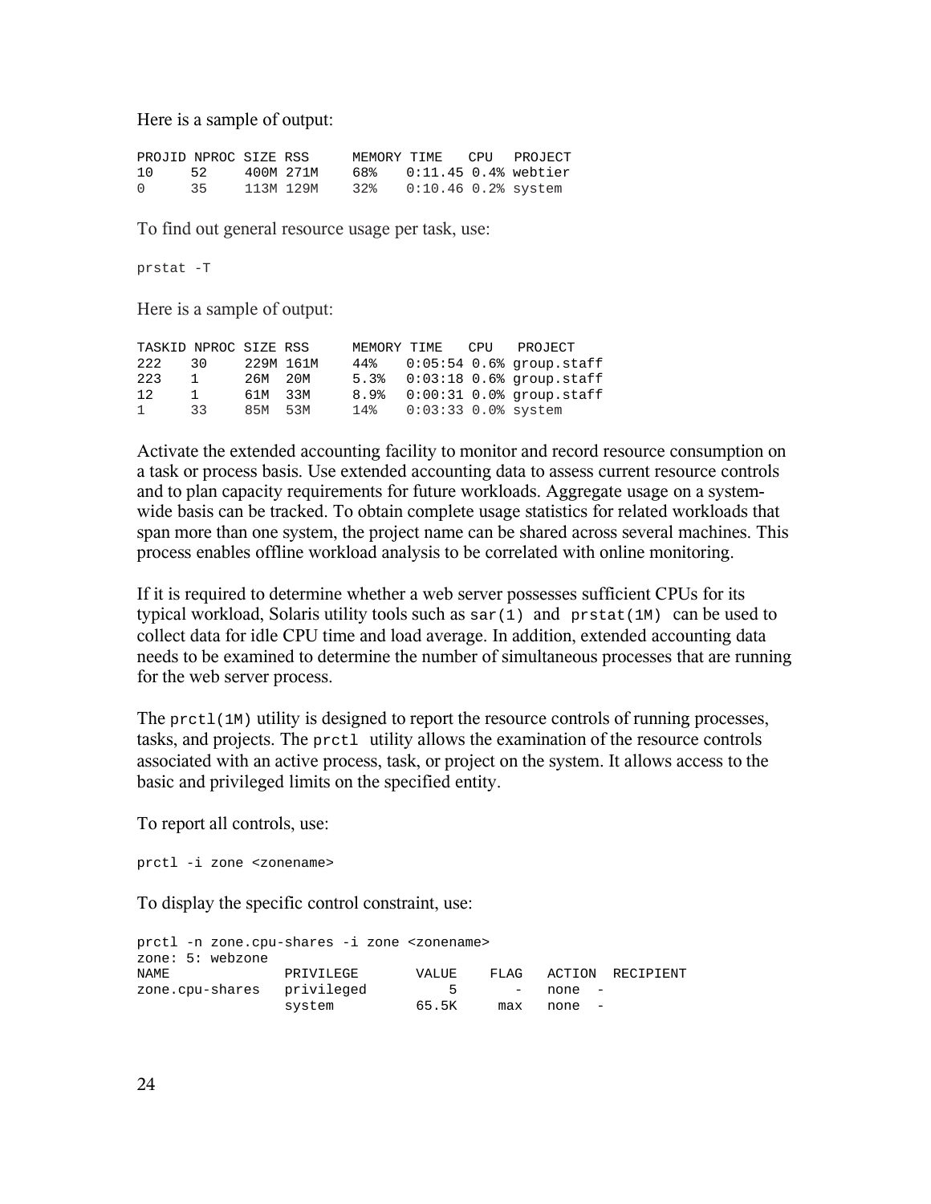Here is a sample of output:

```
PROJID NPROC SIZE RSS      MEMORY TIME   CPU   PROJECT
10     52     400M 271M    68%    0:11.45 0.4% webtier
0      35     113M 129M    32%    0:10.46 0.2% system
```

To find out general resource usage per task, use:

```
prstat -T
```

Here is a sample of output:

```
TASKID NPROC SIZE RSS      MEMORY TIME   CPU   PROJECT
222    30     229M 161M    44%    0:05:54 0.6% group.staff
223    1      26M  20M     5.3%   0:03:18 0.6% group.staff
12     1      61M  33M     8.9%   0:00:31 0.0% group.staff
1      33     85M  53M     14%    0:03:33 0.0% system
```

Activate the extended accounting facility to monitor and record resource consumption on a task or process basis. Use extended accounting data to assess current resource controls and to plan capacity requirements for future workloads. Aggregate usage on a system-wide basis can be tracked. To obtain complete usage statistics for related workloads that span more than one system, the project name can be shared across several machines. This process enables offline workload analysis to be correlated with online monitoring.

If it is required to determine whether a web server possesses sufficient CPUs for its typical workload, Solaris utility tools such as `sar(1)` and `prstat(1M)` can be used to collect data for idle CPU time and load average. In addition, extended accounting data needs to be examined to determine the number of simultaneous processes that are running for the web server process.

The `prctl(1M)` utility is designed to report the resource controls of running processes, tasks, and projects. The `prctl` utility allows the examination of the resource controls associated with an active process, task, or project on the system. It allows access to the basic and privileged limits on the specified entity.

To report all controls, use:

```
prctl -i zone <zonename>
```

To display the specific control constraint, use:

```
prctl -n zone.cpu-shares -i zone <zonename>
zone: 5: webzone
NAME             PRIVILEGE       VALUE    FLAG   ACTION  RECIPIENT
zone.cpu-shares  privileged          5       -   none  -
                 system          65.5K     max   none  -
```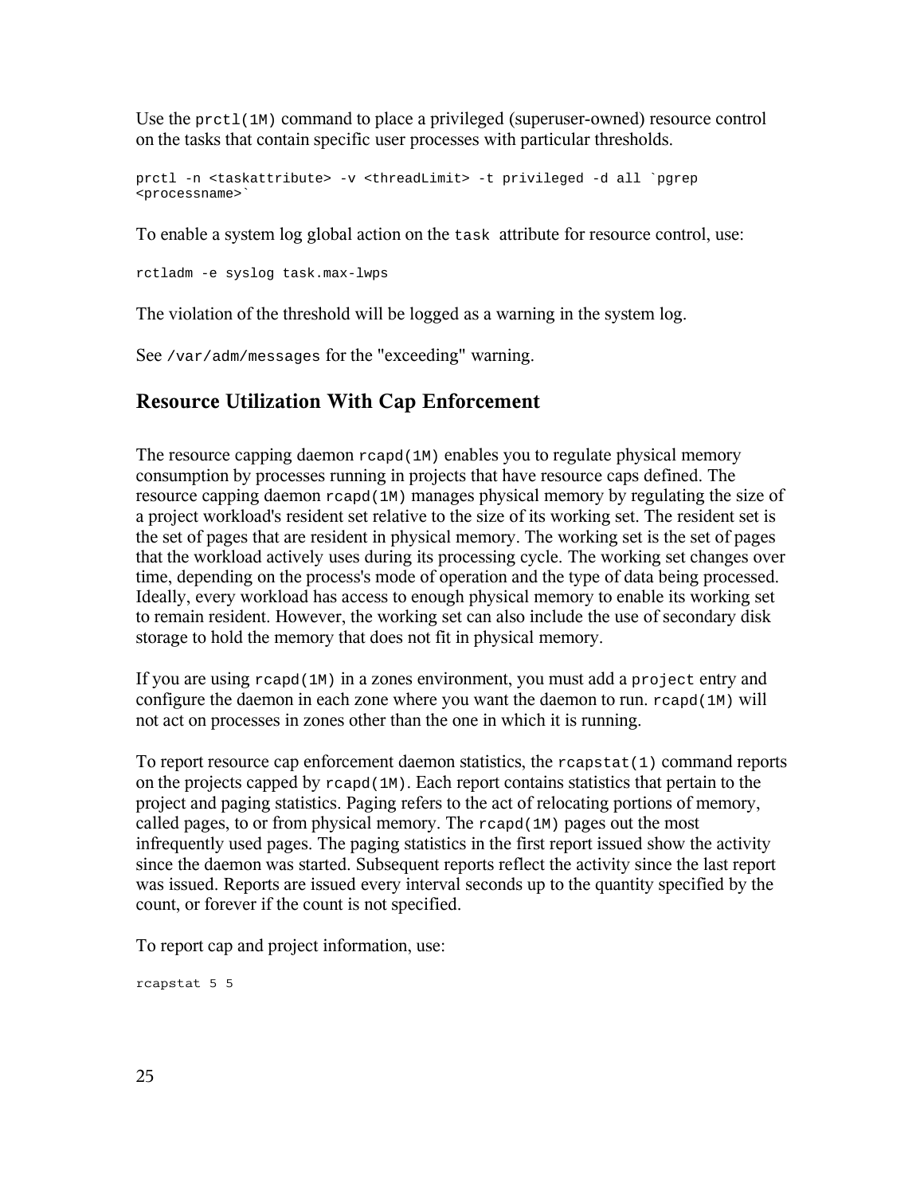Use the `prctl(1M)` command to place a privileged (superuser-owned) resource control on the tasks that contain specific user processes with particular thresholds.

```
prctl -n <taskattribute> -v <threadLimit> -t privileged -d all `pgrep
<processname>`
```

To enable a system log global action on the `task` attribute for resource control, use:

```
rctladm -e syslog task.max-lwps
```

The violation of the threshold will be logged as a warning in the system log.

See `/var/adm/messages` for the "exceeding" warning.

## Resource Utilization With Cap Enforcement

The resource capping daemon `rcapd(1M)` enables you to regulate physical memory consumption by processes running in projects that have resource caps defined. The resource capping daemon `rcapd(1M)` manages physical memory by regulating the size of a project workload's resident set relative to the size of its working set. The resident set is the set of pages that are resident in physical memory. The working set is the set of pages that the workload actively uses during its processing cycle. The working set changes over time, depending on the process's mode of operation and the type of data being processed. Ideally, every workload has access to enough physical memory to enable its working set to remain resident. However, the working set can also include the use of secondary disk storage to hold the memory that does not fit in physical memory.

If you are using `rcapd(1M)` in a zones environment, you must add a `project` entry and configure the daemon in each zone where you want the daemon to run. `rcapd(1M)` will not act on processes in zones other than the one in which it is running.

To report resource cap enforcement daemon statistics, the `rcapstat(1)` command reports on the projects capped by `rcapd(1M)`. Each report contains statistics that pertain to the project and paging statistics. Paging refers to the act of relocating portions of memory, called pages, to or from physical memory. The `rcapd(1M)` pages out the most infrequently used pages. The paging statistics in the first report issued show the activity since the daemon was started. Subsequent reports reflect the activity since the last report was issued. Reports are issued every interval seconds up to the quantity specified by the count, or forever if the count is not specified.

To report cap and project information, use:

```
rcapstat 5 5
```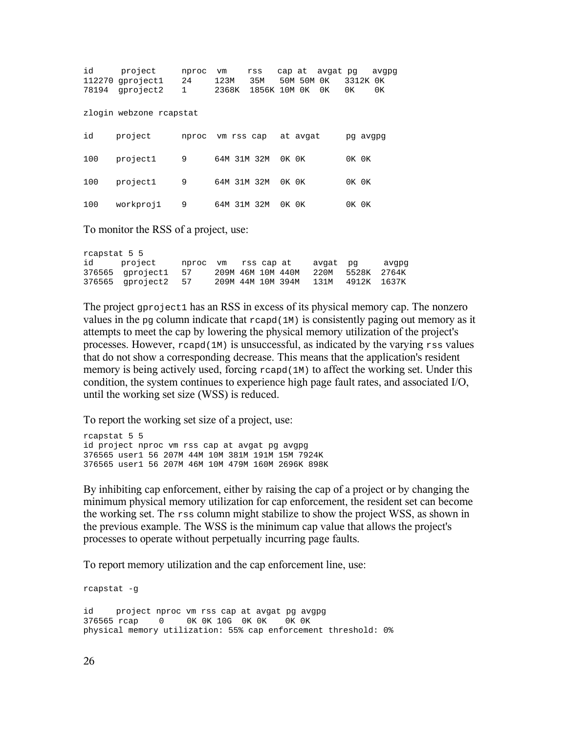```
id      project     nproc  vm    rss   cap at  avgat pg   avgpg
112270 gproject1    24     123M   35M   50M 50M 0K   3312K 0K
78194  gproject2    1      2368K  1856K 10M 0K  0K   0K    0K
```

```
zlogin webzone rcapstat
```

```
id     project      nproc  vm rss cap   at avgat     pg avgpg

100    project1     9      64M 31M 32M  0K 0K        0K 0K

100    project1     9      64M 31M 32M  0K 0K        0K 0K

100    workproj1    9      64M 31M 32M  0K 0K        0K 0K
```

To monitor the RSS of a project, use:

```
rcapstat 5 5
id      project     nproc  vm   rss cap at    avgat  pg     avgpg
376565  gproject1   57     209M 46M 10M 440M  220M   5528K  2764K
376565  gproject2   57     209M 44M 10M 394M  131M   4912K  1637K
```

The project `gproject1` has an RSS in excess of its physical memory cap. The nonzero values in the `pg` column indicate that `rcapd(1M)` is consistently paging out memory as it attempts to meet the cap by lowering the physical memory utilization of the project's processes. However, `rcapd(1M)` is unsuccessful, as indicated by the varying `rss` values that do not show a corresponding decrease. This means that the application's resident memory is being actively used, forcing `rcapd(1M)` to affect the working set. Under this condition, the system continues to experience high page fault rates, and associated I/O, until the working set size (WSS) is reduced.

To report the working set size of a project, use:

```
rcapstat 5 5
id project nproc vm rss cap at avgat pg avgpg
376565 user1 56 207M 44M 10M 381M 191M 15M 7924K
376565 user1 56 207M 46M 10M 479M 160M 2696K 898K
```

By inhibiting cap enforcement, either by raising the cap of a project or by changing the minimum physical memory utilization for cap enforcement, the resident set can become the working set. The `rss` column might stabilize to show the project WSS, as shown in the previous example. The WSS is the minimum cap value that allows the project's processes to operate without perpetually incurring page faults.

To report memory utilization and the cap enforcement line, use:

```
rcapstat -g

id     project nproc vm rss cap at avgat pg avgpg
376565 rcap    0     0K 0K 10G  0K 0K    0K 0K
physical memory utilization: 55% cap enforcement threshold: 0%
```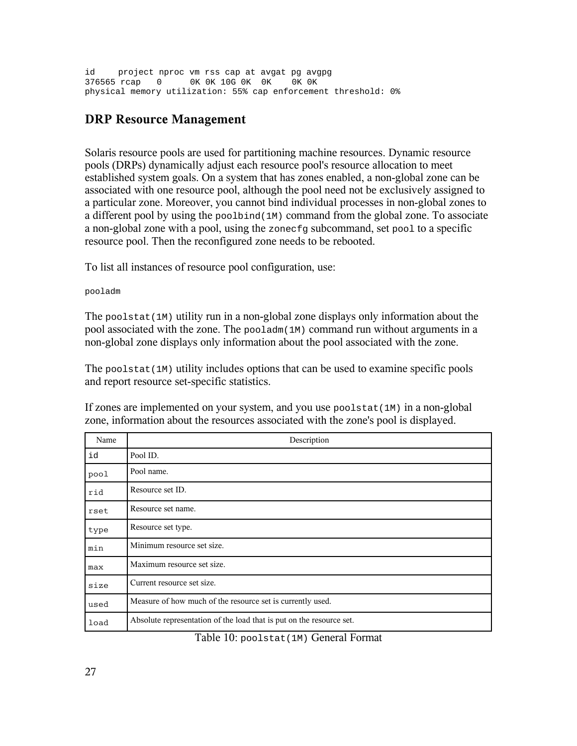```
id     project nproc vm rss cap at avgat pg avgpg
376565 rcap   0      0K 0K 10G 0K  0K    0K 0K
physical memory utilization: 55% cap enforcement threshold: 0%
```

## DRP Resource Management

Solaris resource pools are used for partitioning machine resources. Dynamic resource pools (DRPs) dynamically adjust each resource pool's resource allocation to meet established system goals. On a system that has zones enabled, a non-global zone can be associated with one resource pool, although the pool need not be exclusively assigned to a particular zone. Moreover, you cannot bind individual processes in non-global zones to a different pool by using the `poolbind(1M)` command from the global zone. To associate a non-global zone with a pool, using the `zonecfg` subcommand, set `pool` to a specific resource pool. Then the reconfigured zone needs to be rebooted.

To list all instances of resource pool configuration, use:

```
pooladm
```

The `poolstat(1M)` utility run in a non-global zone displays only information about the pool associated with the zone. The `pooladm(1M)` command run without arguments in a non-global zone displays only information about the pool associated with the zone.

The `poolstat(1M)` utility includes options that can be used to examine specific pools and report resource set-specific statistics.

If zones are implemented on your system, and you use `poolstat(1M)` in a non-global zone, information about the resources associated with the zone's pool is displayed.

| Name | Description |
|---|---|
| `id` | Pool ID. |
| `pool` | Pool name. |
| `rid` | Resource set ID. |
| `rset` | Resource set name. |
| `type` | Resource set type. |
| `min` | Minimum resource set size. |
| `max` | Maximum resource set size. |
| `size` | Current resource set size. |
| `used` | Measure of how much of the resource set is currently used. |
| `load` | Absolute representation of the load that is put on the resource set. |

Table 10: `poolstat(1M)` General Format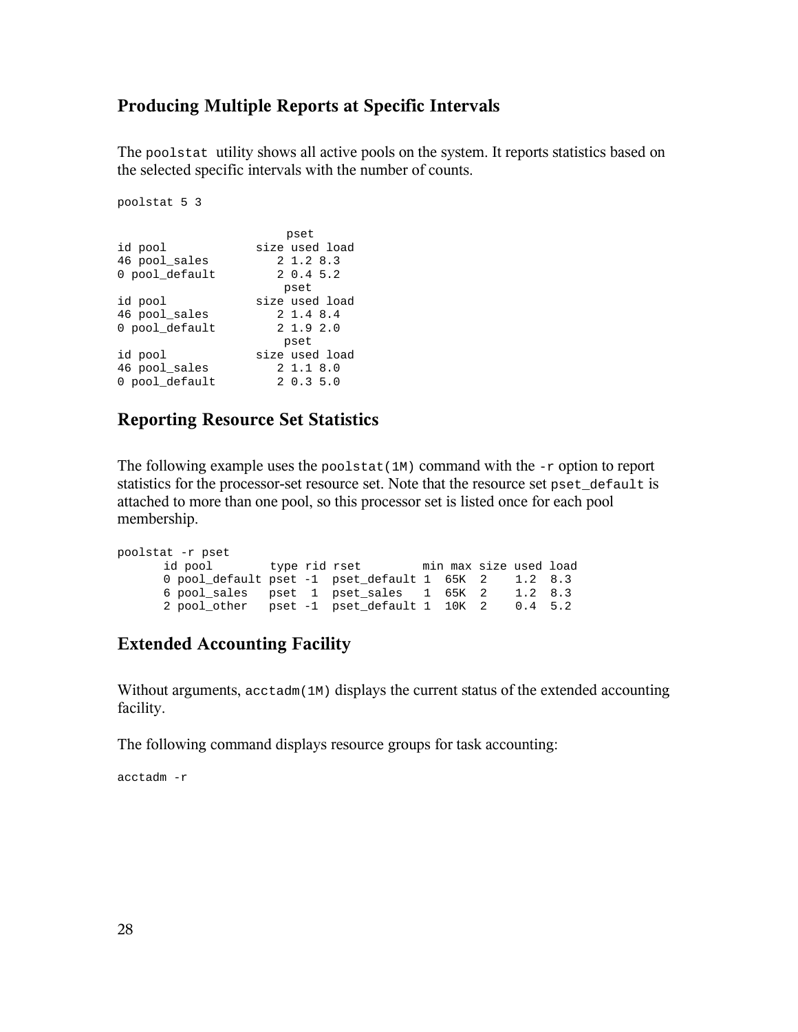## Producing Multiple Reports at Specific Intervals

The `poolstat` utility shows all active pools on the system. It reports statistics based on the selected specific intervals with the number of counts.

```
poolstat 5 3

                        pset
id pool            size used load
46 pool_sales         2 1.2 8.3
0 pool_default        2 0.4 5.2
                        pset
id pool            size used load
46 pool_sales         2 1.4 8.4
0 pool_default        2 1.9 2.0
                        pset
id pool            size used load
46 pool_sales         2 1.1 8.0
0 pool_default        2 0.3 5.0
```

## Reporting Resource Set Statistics

The following example uses the `poolstat(1M)` command with the `-r` option to report statistics for the processor-set resource set. Note that the resource set `pset_default` is attached to more than one pool, so this processor set is listed once for each pool membership.

```
poolstat -r pset
      id pool         type rid rset         min max size used load
      0 pool_default pset -1  pset_default 1  65K  2    1.2  8.3
      6 pool_sales   pset  1  pset_sales   1  65K  2    1.2  8.3
      2 pool_other   pset -1  pset_default 1  10K  2    0.4  5.2
```

## Extended Accounting Facility

Without arguments, `acctadm(1M)` displays the current status of the extended accounting facility.

The following command displays resource groups for task accounting:

```
acctadm -r
```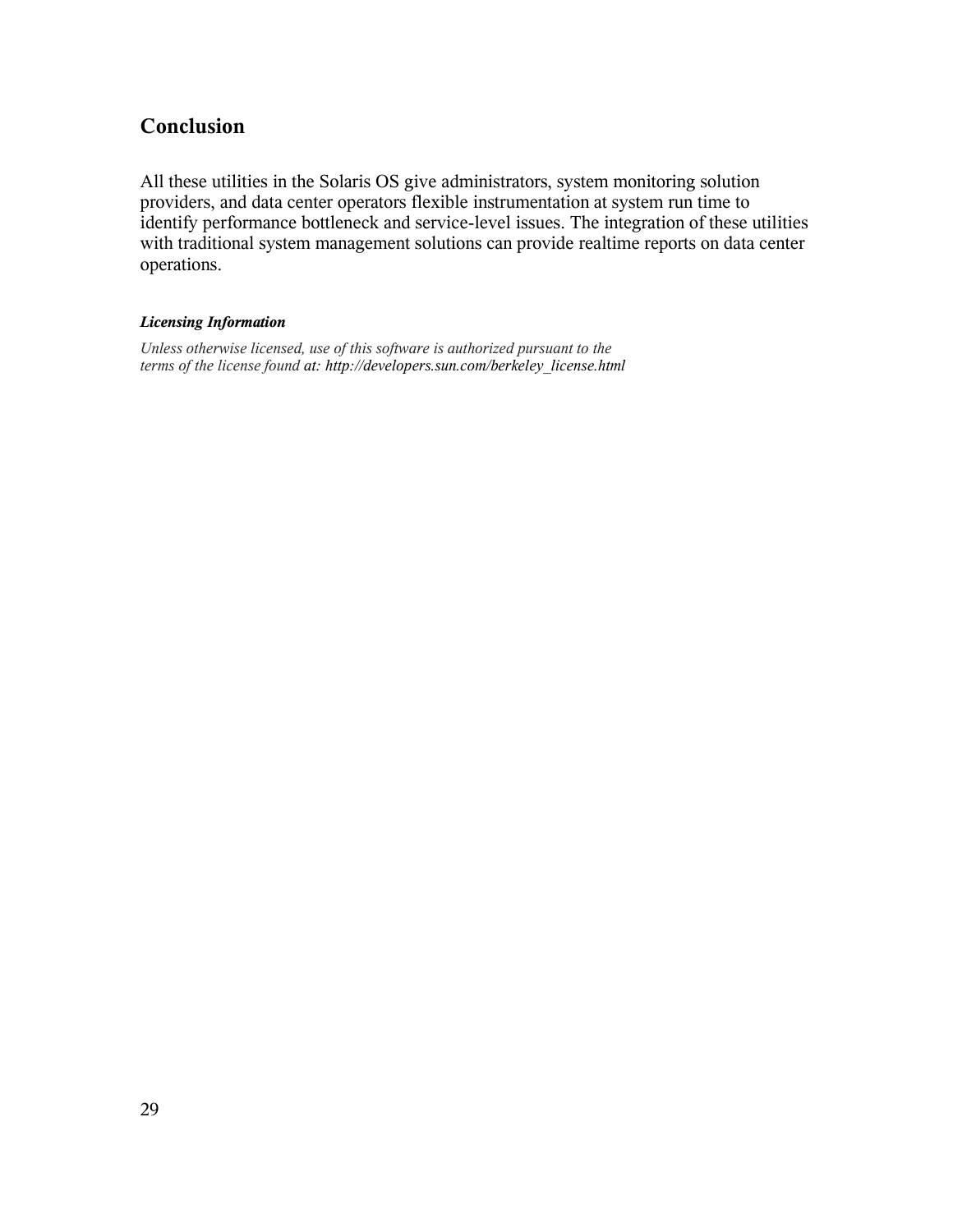## Conclusion

All these utilities in the Solaris OS give administrators, system monitoring solution providers, and data center operators flexible instrumentation at system run time to identify performance bottleneck and service-level issues. The integration of these utilities with traditional system management solutions can provide realtime reports on data center operations.

***Licensing Information***

*Unless otherwise licensed, use of this software is authorized pursuant to the terms of the license found at: http://developers.sun.com/berkeley_license.html*